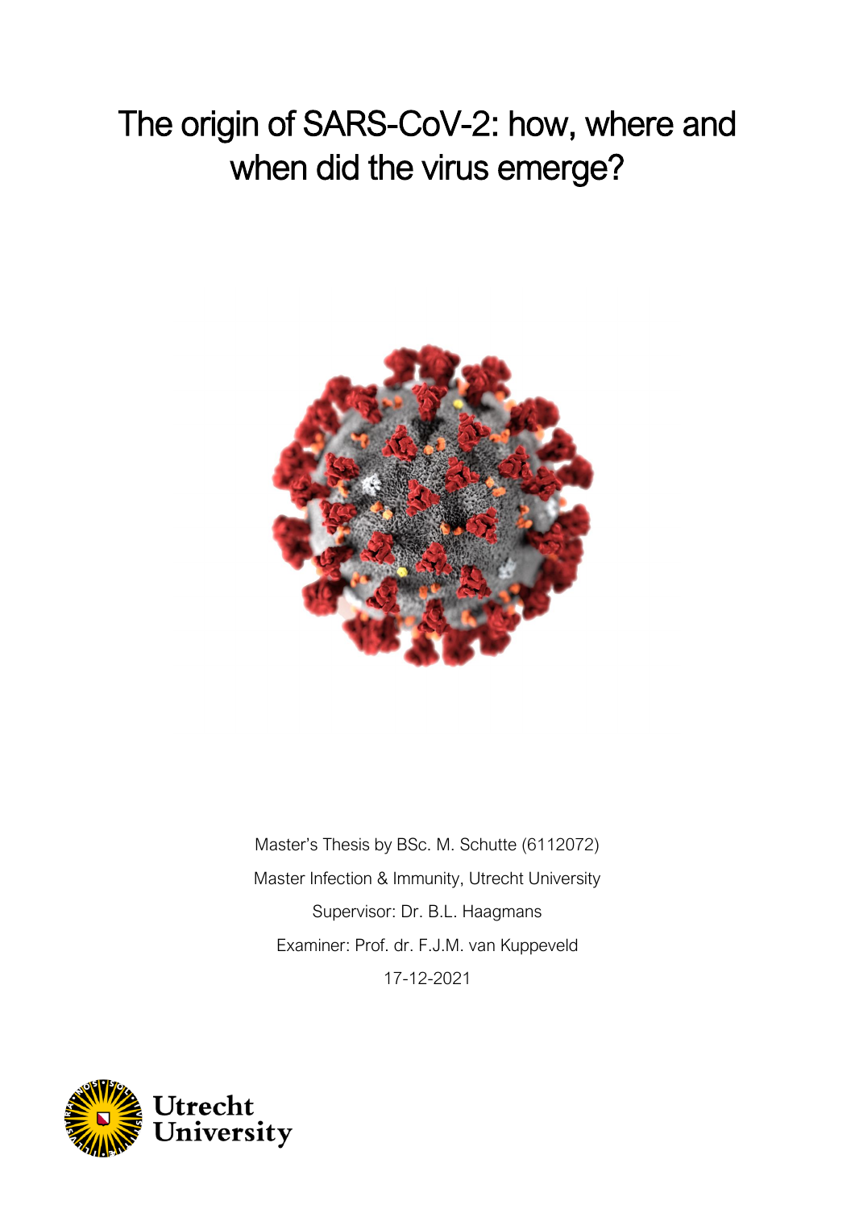# The origin of SARS-CoV-2: how, where and when did the virus emerge?

Master's Thesis by BSc. M. Schutte (6112072)

Master Infection & Immunity, Utrecht University

Supervisor: Dr. B.L. Haagmans

Examiner: Prof. dr. F.J.M. van Kuppeveld

17-12-2021

Utrecht University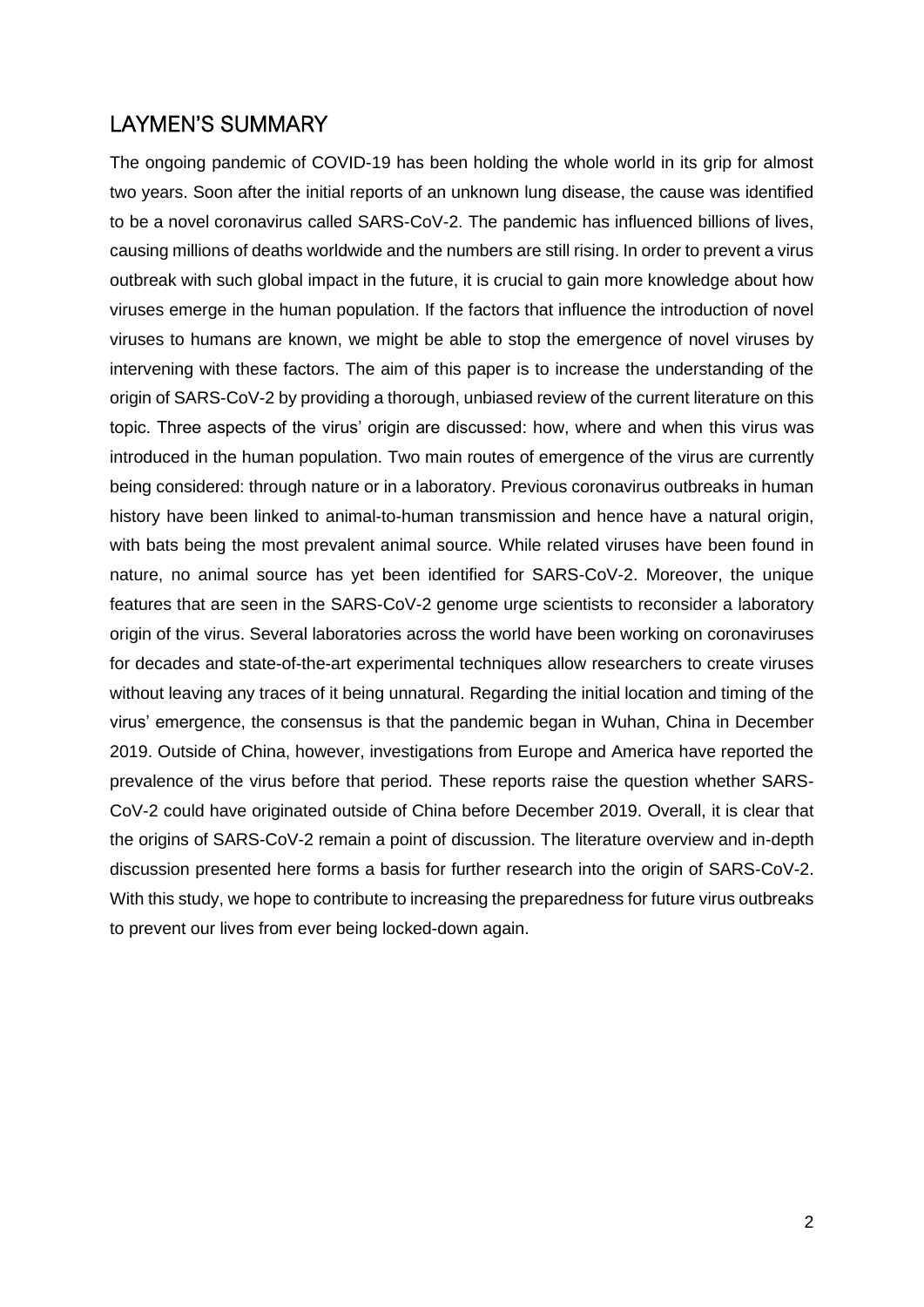## LAYMEN'S SUMMARY

The ongoing pandemic of COVID-19 has been holding the whole world in its grip for almost two years. Soon after the initial reports of an unknown lung disease, the cause was identified to be a novel coronavirus called SARS-CoV-2. The pandemic has influenced billions of lives, causing millions of deaths worldwide and the numbers are still rising. In order to prevent a virus outbreak with such global impact in the future, it is crucial to gain more knowledge about how viruses emerge in the human population. If the factors that influence the introduction of novel viruses to humans are known, we might be able to stop the emergence of novel viruses by intervening with these factors. The aim of this paper is to increase the understanding of the origin of SARS-CoV-2 by providing a thorough, unbiased review of the current literature on this topic. Three aspects of the virus' origin are discussed: how, where and when this virus was introduced in the human population. Two main routes of emergence of the virus are currently being considered: through nature or in a laboratory. Previous coronavirus outbreaks in human history have been linked to animal-to-human transmission and hence have a natural origin, with bats being the most prevalent animal source. While related viruses have been found in nature, no animal source has yet been identified for SARS-CoV-2. Moreover, the unique features that are seen in the SARS-CoV-2 genome urge scientists to reconsider a laboratory origin of the virus. Several laboratories across the world have been working on coronaviruses for decades and state-of-the-art experimental techniques allow researchers to create viruses without leaving any traces of it being unnatural. Regarding the initial location and timing of the virus' emergence, the consensus is that the pandemic began in Wuhan, China in December 2019. Outside of China, however, investigations from Europe and America have reported the prevalence of the virus before that period. These reports raise the question whether SARS-CoV-2 could have originated outside of China before December 2019. Overall, it is clear that the origins of SARS-CoV-2 remain a point of discussion. The literature overview and in-depth discussion presented here forms a basis for further research into the origin of SARS-CoV-2. With this study, we hope to contribute to increasing the preparedness for future virus outbreaks to prevent our lives from ever being locked-down again.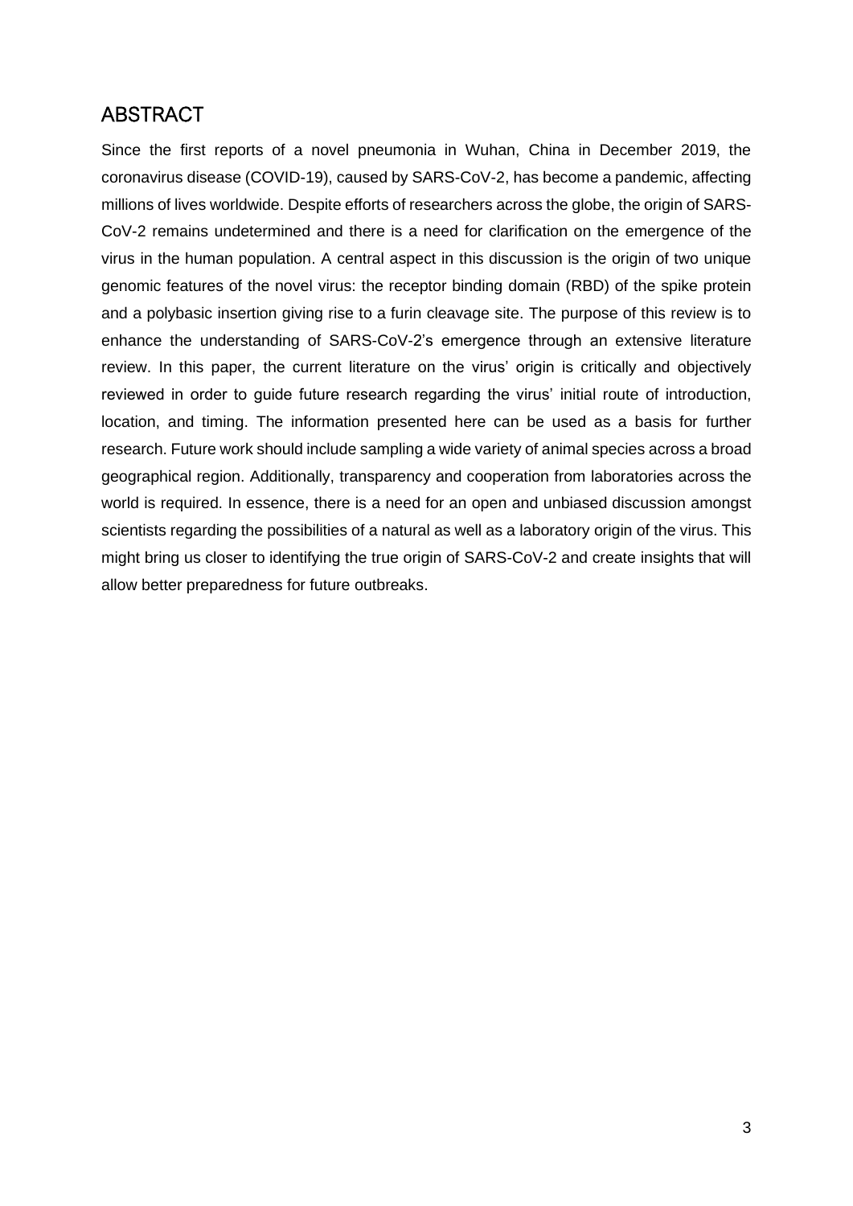## ABSTRACT

Since the first reports of a novel pneumonia in Wuhan, China in December 2019, the coronavirus disease (COVID-19), caused by SARS-CoV-2, has become a pandemic, affecting millions of lives worldwide. Despite efforts of researchers across the globe, the origin of SARS-CoV-2 remains undetermined and there is a need for clarification on the emergence of the virus in the human population. A central aspect in this discussion is the origin of two unique genomic features of the novel virus: the receptor binding domain (RBD) of the spike protein and a polybasic insertion giving rise to a furin cleavage site. The purpose of this review is to enhance the understanding of SARS-CoV-2's emergence through an extensive literature review. In this paper, the current literature on the virus' origin is critically and objectively reviewed in order to guide future research regarding the virus' initial route of introduction, location, and timing. The information presented here can be used as a basis for further research. Future work should include sampling a wide variety of animal species across a broad geographical region. Additionally, transparency and cooperation from laboratories across the world is required. In essence, there is a need for an open and unbiased discussion amongst scientists regarding the possibilities of a natural as well as a laboratory origin of the virus. This might bring us closer to identifying the true origin of SARS-CoV-2 and create insights that will allow better preparedness for future outbreaks.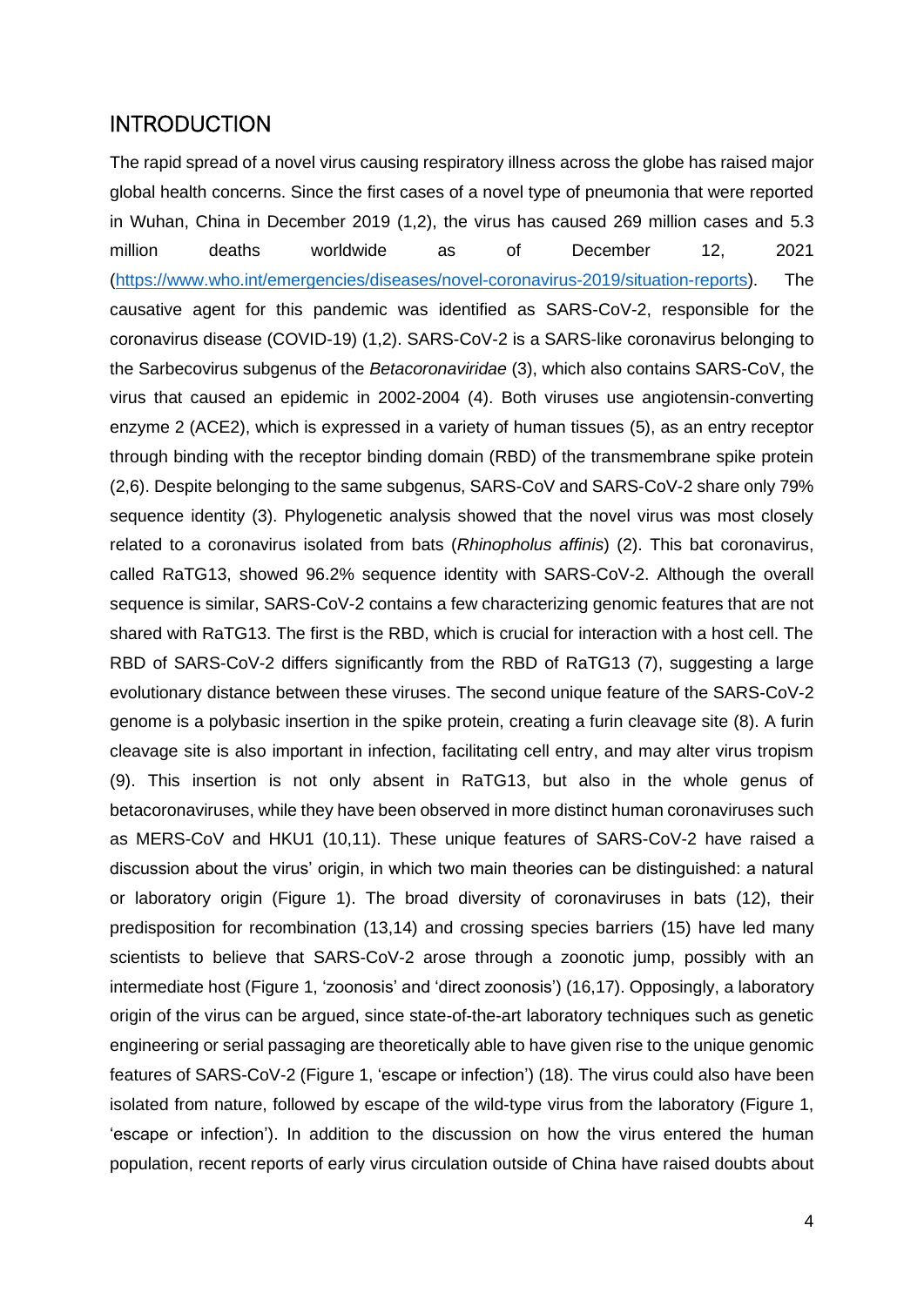## INTRODUCTION

The rapid spread of a novel virus causing respiratory illness across the globe has raised major global health concerns. Since the first cases of a novel type of pneumonia that were reported in Wuhan, China in December 2019 (1,2), the virus has caused 269 million cases and 5.3 million deaths worldwide as of December 12, 2021 (https://www.who.int/emergencies/diseases/novel-coronavirus-2019/situation-reports). The causative agent for this pandemic was identified as SARS-CoV-2, responsible for the coronavirus disease (COVID-19) (1,2). SARS-CoV-2 is a SARS-like coronavirus belonging to the Sarbecovirus subgenus of the *Betacoronaviridae* (3), which also contains SARS-CoV, the virus that caused an epidemic in 2002-2004 (4). Both viruses use angiotensin-converting enzyme 2 (ACE2), which is expressed in a variety of human tissues (5), as an entry receptor through binding with the receptor binding domain (RBD) of the transmembrane spike protein (2,6). Despite belonging to the same subgenus, SARS-CoV and SARS-CoV-2 share only 79% sequence identity (3). Phylogenetic analysis showed that the novel virus was most closely related to a coronavirus isolated from bats (*Rhinopholus affinis*) (2). This bat coronavirus, called RaTG13, showed 96.2% sequence identity with SARS-CoV-2. Although the overall sequence is similar, SARS-CoV-2 contains a few characterizing genomic features that are not shared with RaTG13. The first is the RBD, which is crucial for interaction with a host cell. The RBD of SARS-CoV-2 differs significantly from the RBD of RaTG13 (7), suggesting a large evolutionary distance between these viruses. The second unique feature of the SARS-CoV-2 genome is a polybasic insertion in the spike protein, creating a furin cleavage site (8). A furin cleavage site is also important in infection, facilitating cell entry, and may alter virus tropism (9). This insertion is not only absent in RaTG13, but also in the whole genus of betacoronaviruses, while they have been observed in more distinct human coronaviruses such as MERS-CoV and HKU1 (10,11). These unique features of SARS-CoV-2 have raised a discussion about the virus' origin, in which two main theories can be distinguished: a natural or laboratory origin (Figure 1). The broad diversity of coronaviruses in bats (12), their predisposition for recombination (13,14) and crossing species barriers (15) have led many scientists to believe that SARS-CoV-2 arose through a zoonotic jump, possibly with an intermediate host (Figure 1, 'zoonosis' and 'direct zoonosis') (16,17). Opposingly, a laboratory origin of the virus can be argued, since state-of-the-art laboratory techniques such as genetic engineering or serial passaging are theoretically able to have given rise to the unique genomic features of SARS-CoV-2 (Figure 1, 'escape or infection') (18). The virus could also have been isolated from nature, followed by escape of the wild-type virus from the laboratory (Figure 1, 'escape or infection'). In addition to the discussion on how the virus entered the human population, recent reports of early virus circulation outside of China have raised doubts about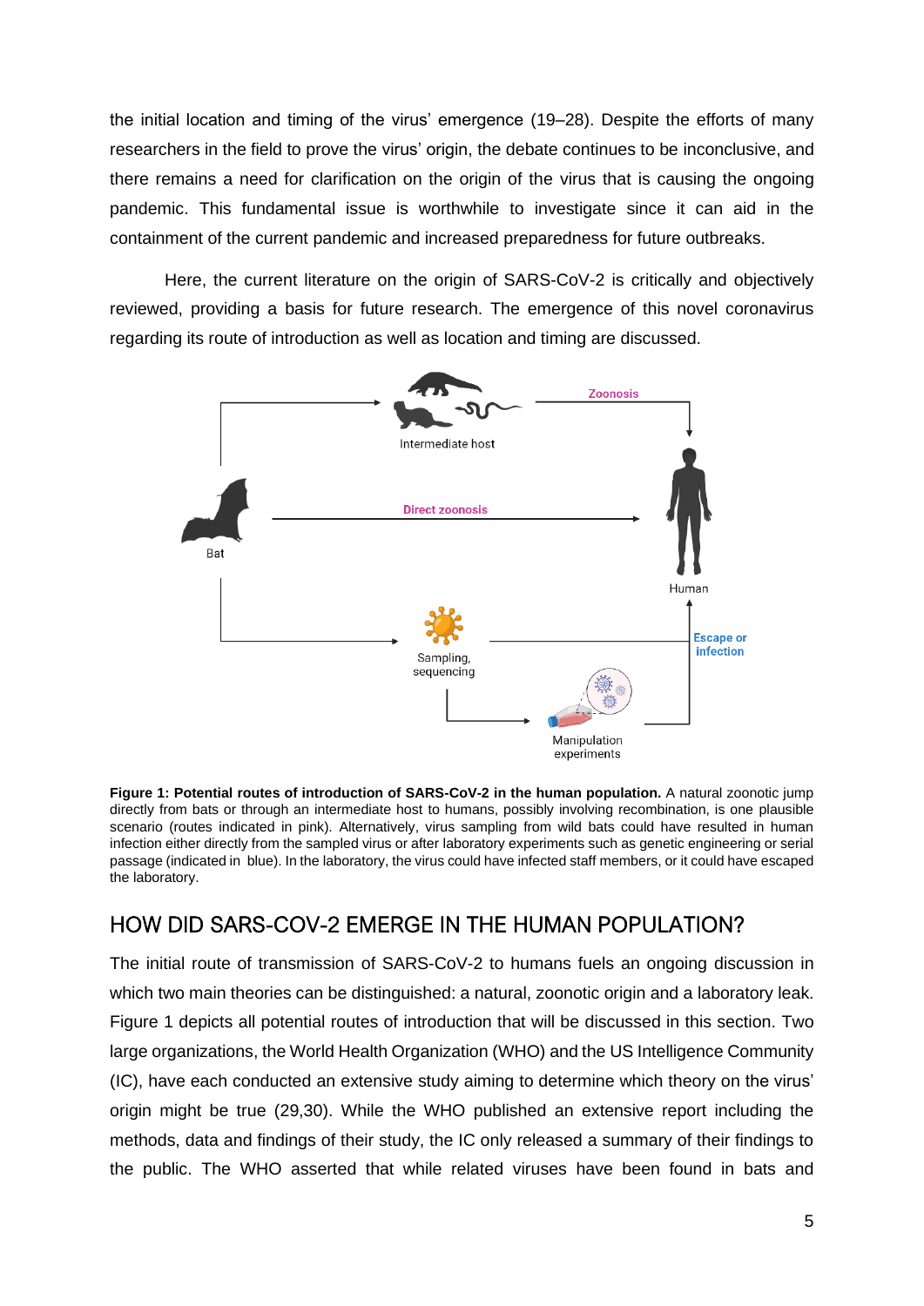the initial location and timing of the virus' emergence (19–28). Despite the efforts of many researchers in the field to prove the virus' origin, the debate continues to be inconclusive, and there remains a need for clarification on the origin of the virus that is causing the ongoing pandemic. This fundamental issue is worthwhile to investigate since it can aid in the containment of the current pandemic and increased preparedness for future outbreaks.

Here, the current literature on the origin of SARS-CoV-2 is critically and objectively reviewed, providing a basis for future research. The emergence of this novel coronavirus regarding its route of introduction as well as location and timing are discussed.

**Figure 1: Potential routes of introduction of SARS-CoV-2 in the human population.** A natural zoonotic jump directly from bats or through an intermediate host to humans, possibly involving recombination, is one plausible scenario (routes indicated in pink). Alternatively, virus sampling from wild bats could have resulted in human infection either directly from the sampled virus or after laboratory experiments such as genetic engineering or serial passage (indicated in blue). In the laboratory, the virus could have infected staff members, or it could have escaped the laboratory.

## HOW DID SARS-COV-2 EMERGE IN THE HUMAN POPULATION?

The initial route of transmission of SARS-CoV-2 to humans fuels an ongoing discussion in which two main theories can be distinguished: a natural, zoonotic origin and a laboratory leak. Figure 1 depicts all potential routes of introduction that will be discussed in this section. Two large organizations, the World Health Organization (WHO) and the US Intelligence Community (IC), have each conducted an extensive study aiming to determine which theory on the virus' origin might be true (29,30). While the WHO published an extensive report including the methods, data and findings of their study, the IC only released a summary of their findings to the public. The WHO asserted that while related viruses have been found in bats and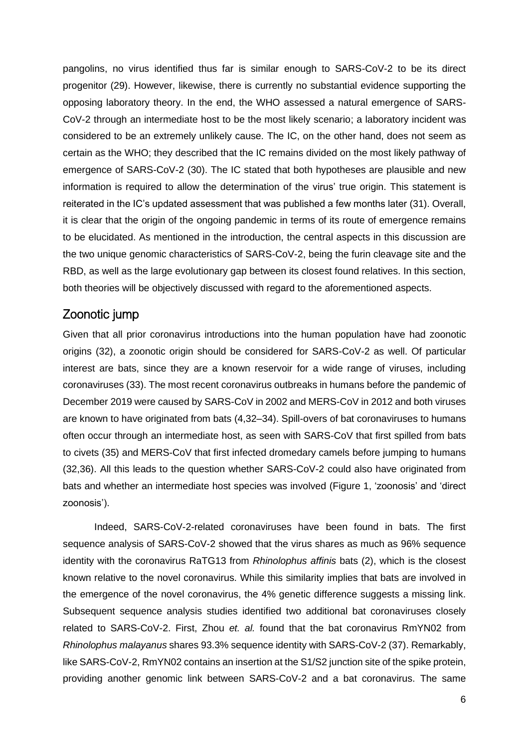pangolins, no virus identified thus far is similar enough to SARS-CoV-2 to be its direct progenitor (29). However, likewise, there is currently no substantial evidence supporting the opposing laboratory theory. In the end, the WHO assessed a natural emergence of SARS-CoV-2 through an intermediate host to be the most likely scenario; a laboratory incident was considered to be an extremely unlikely cause. The IC, on the other hand, does not seem as certain as the WHO; they described that the IC remains divided on the most likely pathway of emergence of SARS-CoV-2 (30). The IC stated that both hypotheses are plausible and new information is required to allow the determination of the virus' true origin. This statement is reiterated in the IC's updated assessment that was published a few months later (31). Overall, it is clear that the origin of the ongoing pandemic in terms of its route of emergence remains to be elucidated. As mentioned in the introduction, the central aspects in this discussion are the two unique genomic characteristics of SARS-CoV-2, being the furin cleavage site and the RBD, as well as the large evolutionary gap between its closest found relatives. In this section, both theories will be objectively discussed with regard to the aforementioned aspects.

## Zoonotic jump

Given that all prior coronavirus introductions into the human population have had zoonotic origins (32), a zoonotic origin should be considered for SARS-CoV-2 as well. Of particular interest are bats, since they are a known reservoir for a wide range of viruses, including coronaviruses (33). The most recent coronavirus outbreaks in humans before the pandemic of December 2019 were caused by SARS-CoV in 2002 and MERS-CoV in 2012 and both viruses are known to have originated from bats (4,32–34). Spill-overs of bat coronaviruses to humans often occur through an intermediate host, as seen with SARS-CoV that first spilled from bats to civets (35) and MERS-CoV that first infected dromedary camels before jumping to humans (32,36). All this leads to the question whether SARS-CoV-2 could also have originated from bats and whether an intermediate host species was involved (Figure 1, 'zoonosis' and 'direct zoonosis').

Indeed, SARS-CoV-2-related coronaviruses have been found in bats. The first sequence analysis of SARS-CoV-2 showed that the virus shares as much as 96% sequence identity with the coronavirus RaTG13 from *Rhinolophus affinis* bats (2), which is the closest known relative to the novel coronavirus. While this similarity implies that bats are involved in the emergence of the novel coronavirus, the 4% genetic difference suggests a missing link. Subsequent sequence analysis studies identified two additional bat coronaviruses closely related to SARS-CoV-2. First, Zhou *et. al.* found that the bat coronavirus RmYN02 from *Rhinolophus malayanus* shares 93.3% sequence identity with SARS-CoV-2 (37). Remarkably, like SARS-CoV-2, RmYN02 contains an insertion at the S1/S2 junction site of the spike protein, providing another genomic link between SARS-CoV-2 and a bat coronavirus. The same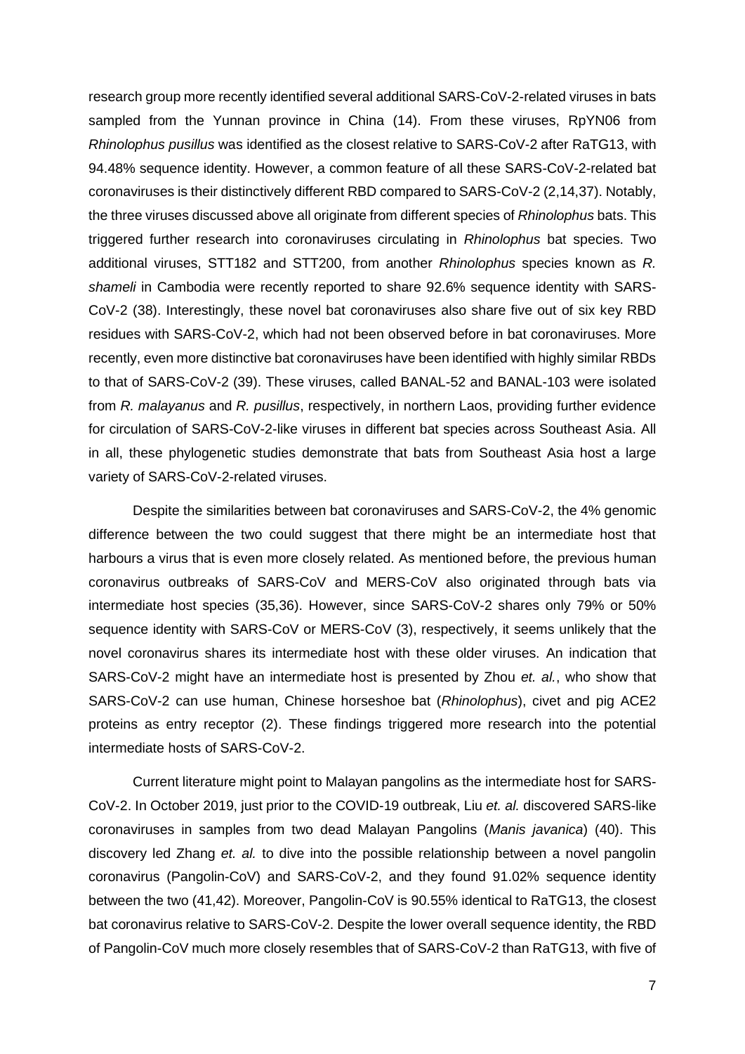research group more recently identified several additional SARS-CoV-2-related viruses in bats sampled from the Yunnan province in China (14). From these viruses, RpYN06 from *Rhinolophus pusillus* was identified as the closest relative to SARS-CoV-2 after RaTG13, with 94.48% sequence identity. However, a common feature of all these SARS-CoV-2-related bat coronaviruses is their distinctively different RBD compared to SARS-CoV-2 (2,14,37). Notably, the three viruses discussed above all originate from different species of *Rhinolophus* bats. This triggered further research into coronaviruses circulating in *Rhinolophus* bat species. Two additional viruses, STT182 and STT200, from another *Rhinolophus* species known as *R. shameli* in Cambodia were recently reported to share 92.6% sequence identity with SARS-CoV-2 (38). Interestingly, these novel bat coronaviruses also share five out of six key RBD residues with SARS-CoV-2, which had not been observed before in bat coronaviruses. More recently, even more distinctive bat coronaviruses have been identified with highly similar RBDs to that of SARS-CoV-2 (39). These viruses, called BANAL-52 and BANAL-103 were isolated from *R. malayanus* and *R. pusillus*, respectively, in northern Laos, providing further evidence for circulation of SARS-CoV-2-like viruses in different bat species across Southeast Asia. All in all, these phylogenetic studies demonstrate that bats from Southeast Asia host a large variety of SARS-CoV-2-related viruses.

Despite the similarities between bat coronaviruses and SARS-CoV-2, the 4% genomic difference between the two could suggest that there might be an intermediate host that harbours a virus that is even more closely related. As mentioned before, the previous human coronavirus outbreaks of SARS-CoV and MERS-CoV also originated through bats via intermediate host species (35,36). However, since SARS-CoV-2 shares only 79% or 50% sequence identity with SARS-CoV or MERS-CoV (3), respectively, it seems unlikely that the novel coronavirus shares its intermediate host with these older viruses. An indication that SARS-CoV-2 might have an intermediate host is presented by Zhou *et. al.*, who show that SARS-CoV-2 can use human, Chinese horseshoe bat (*Rhinolophus*), civet and pig ACE2 proteins as entry receptor (2). These findings triggered more research into the potential intermediate hosts of SARS-CoV-2.

Current literature might point to Malayan pangolins as the intermediate host for SARS-CoV-2. In October 2019, just prior to the COVID-19 outbreak, Liu *et. al.* discovered SARS-like coronaviruses in samples from two dead Malayan Pangolins (*Manis javanica*) (40). This discovery led Zhang *et. al.* to dive into the possible relationship between a novel pangolin coronavirus (Pangolin-CoV) and SARS-CoV-2, and they found 91.02% sequence identity between the two (41,42). Moreover, Pangolin-CoV is 90.55% identical to RaTG13, the closest bat coronavirus relative to SARS-CoV-2. Despite the lower overall sequence identity, the RBD of Pangolin-CoV much more closely resembles that of SARS-CoV-2 than RaTG13, with five of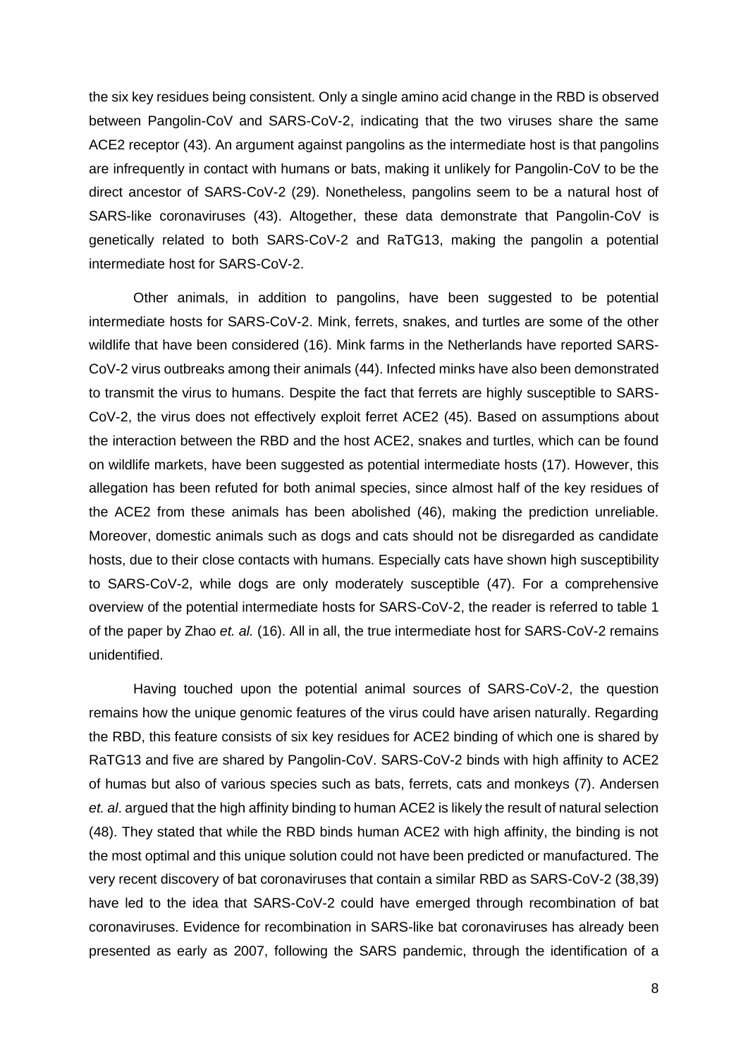the six key residues being consistent. Only a single amino acid change in the RBD is observed between Pangolin-CoV and SARS-CoV-2, indicating that the two viruses share the same ACE2 receptor (43). An argument against pangolins as the intermediate host is that pangolins are infrequently in contact with humans or bats, making it unlikely for Pangolin-CoV to be the direct ancestor of SARS-CoV-2 (29). Nonetheless, pangolins seem to be a natural host of SARS-like coronaviruses (43). Altogether, these data demonstrate that Pangolin-CoV is genetically related to both SARS-CoV-2 and RaTG13, making the pangolin a potential intermediate host for SARS-CoV-2.

Other animals, in addition to pangolins, have been suggested to be potential intermediate hosts for SARS-CoV-2. Mink, ferrets, snakes, and turtles are some of the other wildlife that have been considered (16). Mink farms in the Netherlands have reported SARS-CoV-2 virus outbreaks among their animals (44). Infected minks have also been demonstrated to transmit the virus to humans. Despite the fact that ferrets are highly susceptible to SARS-CoV-2, the virus does not effectively exploit ferret ACE2 (45). Based on assumptions about the interaction between the RBD and the host ACE2, snakes and turtles, which can be found on wildlife markets, have been suggested as potential intermediate hosts (17). However, this allegation has been refuted for both animal species, since almost half of the key residues of the ACE2 from these animals has been abolished (46), making the prediction unreliable. Moreover, domestic animals such as dogs and cats should not be disregarded as candidate hosts, due to their close contacts with humans. Especially cats have shown high susceptibility to SARS-CoV-2, while dogs are only moderately susceptible (47). For a comprehensive overview of the potential intermediate hosts for SARS-CoV-2, the reader is referred to table 1 of the paper by Zhao *et. al.* (16). All in all, the true intermediate host for SARS-CoV-2 remains unidentified.

Having touched upon the potential animal sources of SARS-CoV-2, the question remains how the unique genomic features of the virus could have arisen naturally. Regarding the RBD, this feature consists of six key residues for ACE2 binding of which one is shared by RaTG13 and five are shared by Pangolin-CoV. SARS-CoV-2 binds with high affinity to ACE2 of humas but also of various species such as bats, ferrets, cats and monkeys (7). Andersen *et. al*. argued that the high affinity binding to human ACE2 is likely the result of natural selection (48). They stated that while the RBD binds human ACE2 with high affinity, the binding is not the most optimal and this unique solution could not have been predicted or manufactured. The very recent discovery of bat coronaviruses that contain a similar RBD as SARS-CoV-2 (38,39) have led to the idea that SARS-CoV-2 could have emerged through recombination of bat coronaviruses. Evidence for recombination in SARS-like bat coronaviruses has already been presented as early as 2007, following the SARS pandemic, through the identification of a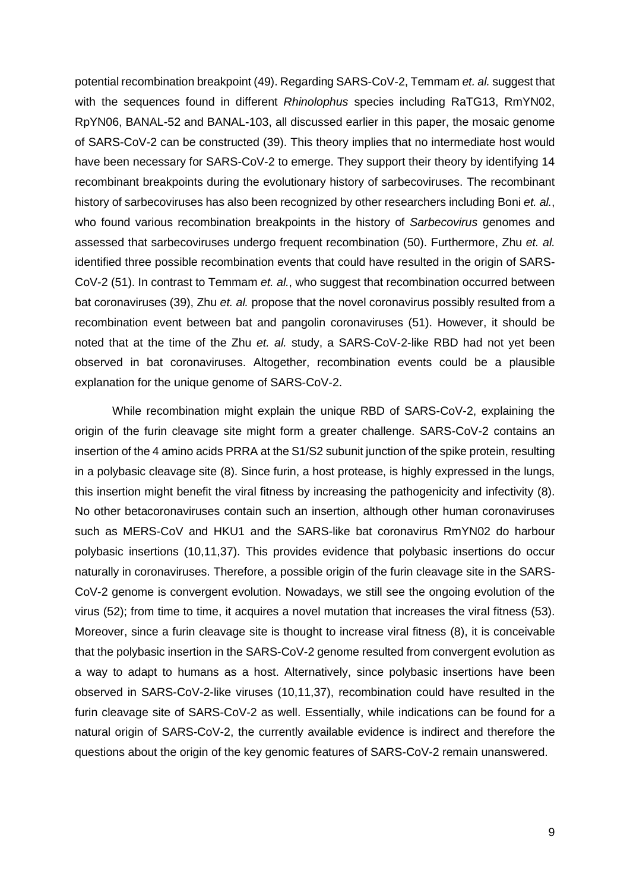potential recombination breakpoint (49). Regarding SARS-CoV-2, Temmam *et. al.* suggest that with the sequences found in different *Rhinolophus* species including RaTG13, RmYN02, RpYN06, BANAL-52 and BANAL-103, all discussed earlier in this paper, the mosaic genome of SARS-CoV-2 can be constructed (39). This theory implies that no intermediate host would have been necessary for SARS-CoV-2 to emerge. They support their theory by identifying 14 recombinant breakpoints during the evolutionary history of sarbecoviruses. The recombinant history of sarbecoviruses has also been recognized by other researchers including Boni *et. al.*, who found various recombination breakpoints in the history of *Sarbecovirus* genomes and assessed that sarbecoviruses undergo frequent recombination (50). Furthermore, Zhu *et. al.* identified three possible recombination events that could have resulted in the origin of SARS-CoV-2 (51). In contrast to Temmam *et. al.*, who suggest that recombination occurred between bat coronaviruses (39), Zhu *et. al.* propose that the novel coronavirus possibly resulted from a recombination event between bat and pangolin coronaviruses (51). However, it should be noted that at the time of the Zhu *et. al.* study, a SARS-CoV-2-like RBD had not yet been observed in bat coronaviruses. Altogether, recombination events could be a plausible explanation for the unique genome of SARS-CoV-2.

While recombination might explain the unique RBD of SARS-CoV-2, explaining the origin of the furin cleavage site might form a greater challenge. SARS-CoV-2 contains an insertion of the 4 amino acids PRRA at the S1/S2 subunit junction of the spike protein, resulting in a polybasic cleavage site (8). Since furin, a host protease, is highly expressed in the lungs, this insertion might benefit the viral fitness by increasing the pathogenicity and infectivity (8). No other betacoronaviruses contain such an insertion, although other human coronaviruses such as MERS-CoV and HKU1 and the SARS-like bat coronavirus RmYN02 do harbour polybasic insertions (10,11,37). This provides evidence that polybasic insertions do occur naturally in coronaviruses. Therefore, a possible origin of the furin cleavage site in the SARS-CoV-2 genome is convergent evolution. Nowadays, we still see the ongoing evolution of the virus (52); from time to time, it acquires a novel mutation that increases the viral fitness (53). Moreover, since a furin cleavage site is thought to increase viral fitness (8), it is conceivable that the polybasic insertion in the SARS-CoV-2 genome resulted from convergent evolution as a way to adapt to humans as a host. Alternatively, since polybasic insertions have been observed in SARS-CoV-2-like viruses (10,11,37), recombination could have resulted in the furin cleavage site of SARS-CoV-2 as well. Essentially, while indications can be found for a natural origin of SARS-CoV-2, the currently available evidence is indirect and therefore the questions about the origin of the key genomic features of SARS-CoV-2 remain unanswered.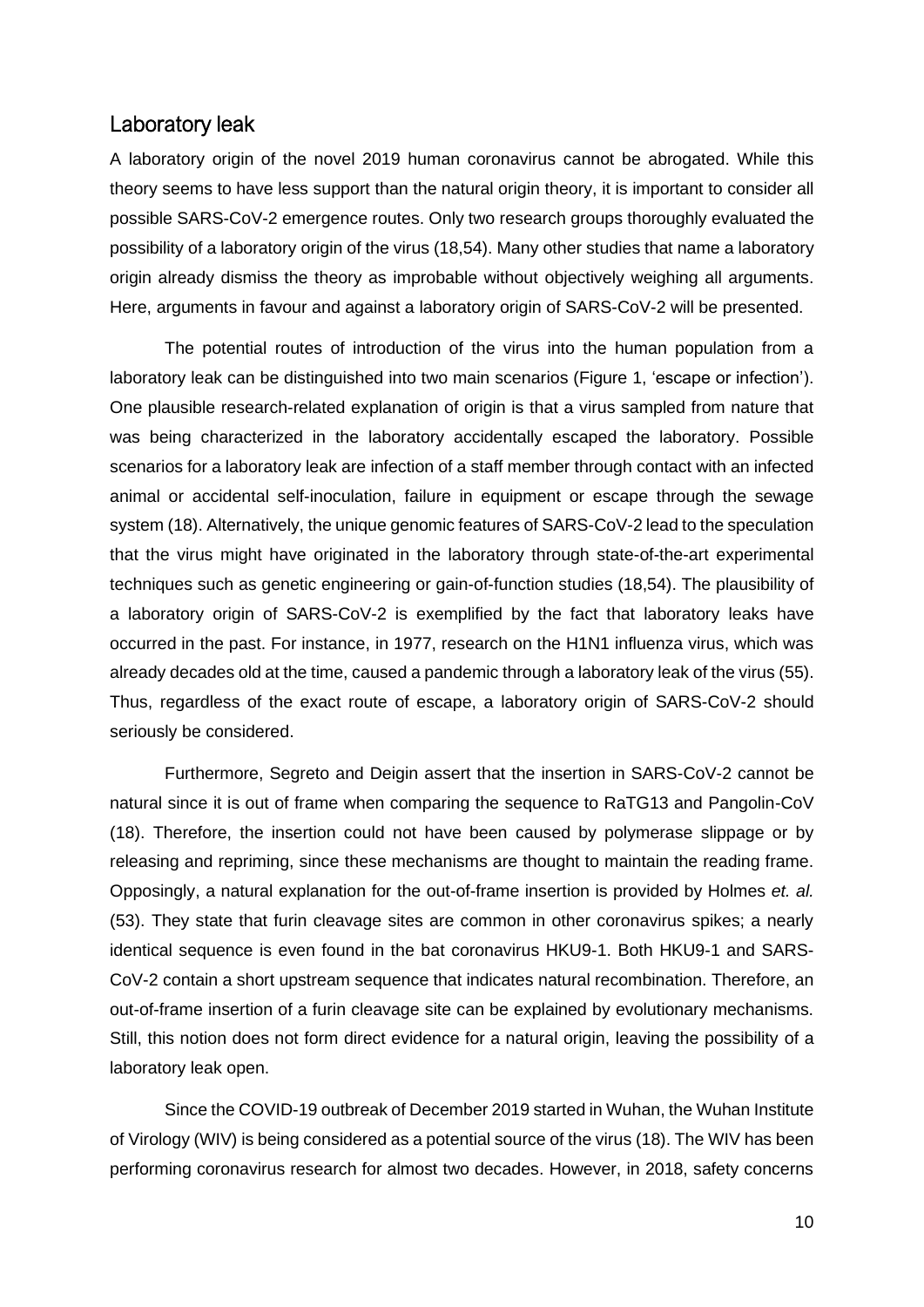## Laboratory leak

A laboratory origin of the novel 2019 human coronavirus cannot be abrogated. While this theory seems to have less support than the natural origin theory, it is important to consider all possible SARS-CoV-2 emergence routes. Only two research groups thoroughly evaluated the possibility of a laboratory origin of the virus (18,54). Many other studies that name a laboratory origin already dismiss the theory as improbable without objectively weighing all arguments. Here, arguments in favour and against a laboratory origin of SARS-CoV-2 will be presented.

The potential routes of introduction of the virus into the human population from a laboratory leak can be distinguished into two main scenarios (Figure 1, 'escape or infection'). One plausible research-related explanation of origin is that a virus sampled from nature that was being characterized in the laboratory accidentally escaped the laboratory. Possible scenarios for a laboratory leak are infection of a staff member through contact with an infected animal or accidental self-inoculation, failure in equipment or escape through the sewage system (18). Alternatively, the unique genomic features of SARS-CoV-2 lead to the speculation that the virus might have originated in the laboratory through state-of-the-art experimental techniques such as genetic engineering or gain-of-function studies (18,54). The plausibility of a laboratory origin of SARS-CoV-2 is exemplified by the fact that laboratory leaks have occurred in the past. For instance, in 1977, research on the H1N1 influenza virus, which was already decades old at the time, caused a pandemic through a laboratory leak of the virus (55). Thus, regardless of the exact route of escape, a laboratory origin of SARS-CoV-2 should seriously be considered.

Furthermore, Segreto and Deigin assert that the insertion in SARS-CoV-2 cannot be natural since it is out of frame when comparing the sequence to RaTG13 and Pangolin-CoV (18). Therefore, the insertion could not have been caused by polymerase slippage or by releasing and repriming, since these mechanisms are thought to maintain the reading frame. Opposingly, a natural explanation for the out-of-frame insertion is provided by Holmes *et. al.* (53). They state that furin cleavage sites are common in other coronavirus spikes; a nearly identical sequence is even found in the bat coronavirus HKU9-1. Both HKU9-1 and SARS-CoV-2 contain a short upstream sequence that indicates natural recombination. Therefore, an out-of-frame insertion of a furin cleavage site can be explained by evolutionary mechanisms. Still, this notion does not form direct evidence for a natural origin, leaving the possibility of a laboratory leak open.

Since the COVID-19 outbreak of December 2019 started in Wuhan, the Wuhan Institute of Virology (WIV) is being considered as a potential source of the virus (18). The WIV has been performing coronavirus research for almost two decades. However, in 2018, safety concerns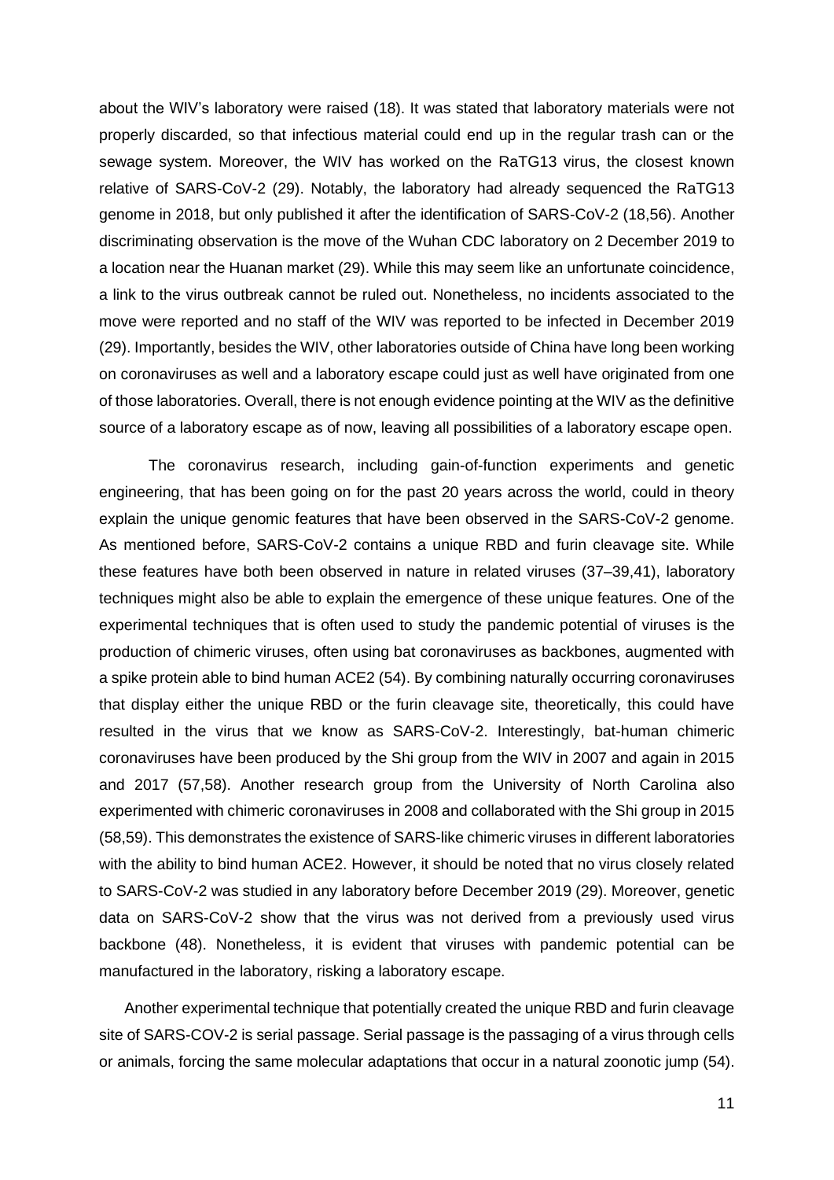about the WIV's laboratory were raised (18). It was stated that laboratory materials were not properly discarded, so that infectious material could end up in the regular trash can or the sewage system. Moreover, the WIV has worked on the RaTG13 virus, the closest known relative of SARS-CoV-2 (29). Notably, the laboratory had already sequenced the RaTG13 genome in 2018, but only published it after the identification of SARS-CoV-2 (18,56). Another discriminating observation is the move of the Wuhan CDC laboratory on 2 December 2019 to a location near the Huanan market (29). While this may seem like an unfortunate coincidence, a link to the virus outbreak cannot be ruled out. Nonetheless, no incidents associated to the move were reported and no staff of the WIV was reported to be infected in December 2019 (29). Importantly, besides the WIV, other laboratories outside of China have long been working on coronaviruses as well and a laboratory escape could just as well have originated from one of those laboratories. Overall, there is not enough evidence pointing at the WIV as the definitive source of a laboratory escape as of now, leaving all possibilities of a laboratory escape open.

The coronavirus research, including gain-of-function experiments and genetic engineering, that has been going on for the past 20 years across the world, could in theory explain the unique genomic features that have been observed in the SARS-CoV-2 genome. As mentioned before, SARS-CoV-2 contains a unique RBD and furin cleavage site. While these features have both been observed in nature in related viruses (37–39,41), laboratory techniques might also be able to explain the emergence of these unique features. One of the experimental techniques that is often used to study the pandemic potential of viruses is the production of chimeric viruses, often using bat coronaviruses as backbones, augmented with a spike protein able to bind human ACE2 (54). By combining naturally occurring coronaviruses that display either the unique RBD or the furin cleavage site, theoretically, this could have resulted in the virus that we know as SARS-CoV-2. Interestingly, bat-human chimeric coronaviruses have been produced by the Shi group from the WIV in 2007 and again in 2015 and 2017 (57,58). Another research group from the University of North Carolina also experimented with chimeric coronaviruses in 2008 and collaborated with the Shi group in 2015 (58,59). This demonstrates the existence of SARS-like chimeric viruses in different laboratories with the ability to bind human ACE2. However, it should be noted that no virus closely related to SARS-CoV-2 was studied in any laboratory before December 2019 (29). Moreover, genetic data on SARS-CoV-2 show that the virus was not derived from a previously used virus backbone (48). Nonetheless, it is evident that viruses with pandemic potential can be manufactured in the laboratory, risking a laboratory escape.

Another experimental technique that potentially created the unique RBD and furin cleavage site of SARS-COV-2 is serial passage. Serial passage is the passaging of a virus through cells or animals, forcing the same molecular adaptations that occur in a natural zoonotic jump (54).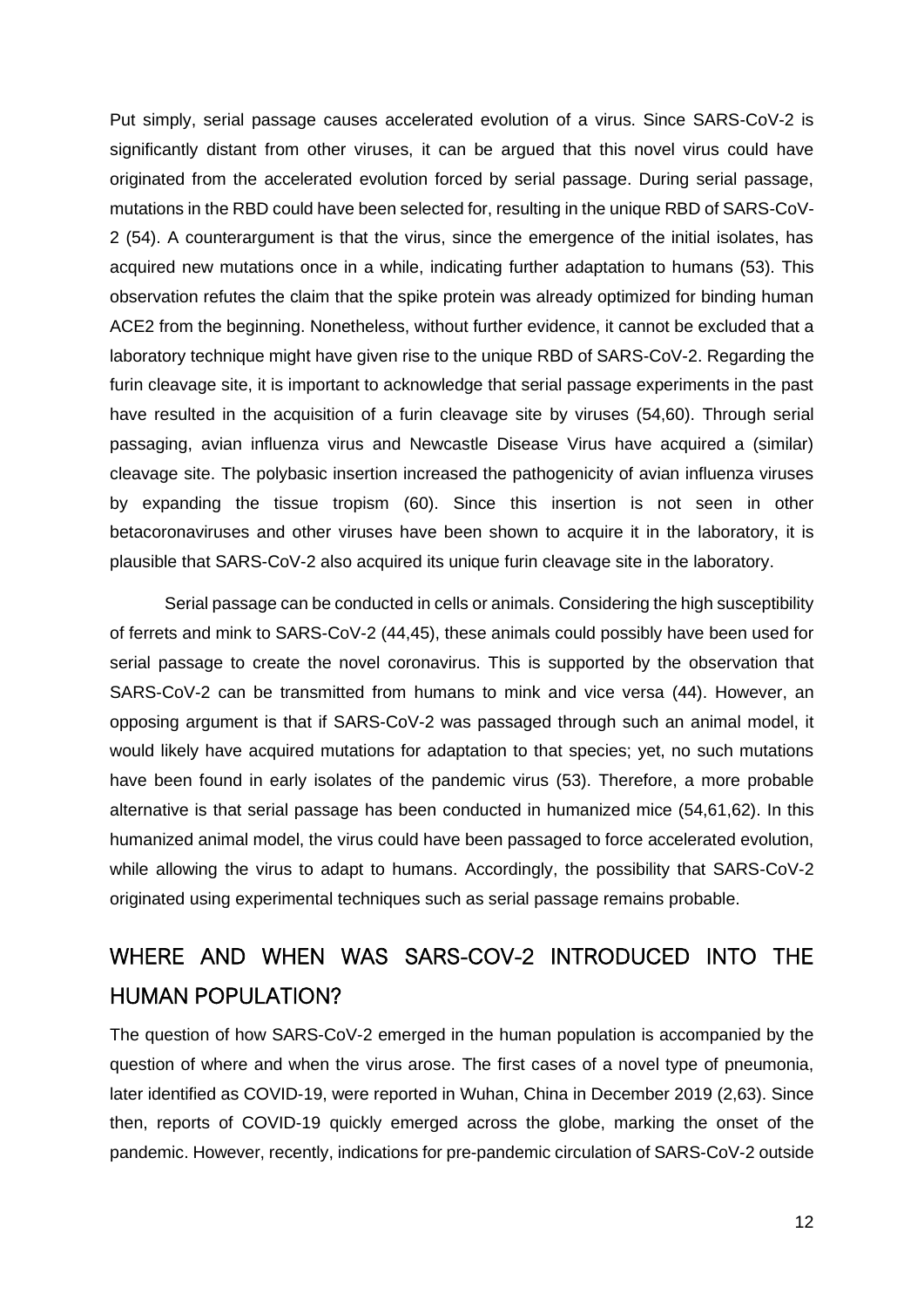Put simply, serial passage causes accelerated evolution of a virus. Since SARS-CoV-2 is significantly distant from other viruses, it can be argued that this novel virus could have originated from the accelerated evolution forced by serial passage. During serial passage, mutations in the RBD could have been selected for, resulting in the unique RBD of SARS-CoV-2 (54). A counterargument is that the virus, since the emergence of the initial isolates, has acquired new mutations once in a while, indicating further adaptation to humans (53). This observation refutes the claim that the spike protein was already optimized for binding human ACE2 from the beginning. Nonetheless, without further evidence, it cannot be excluded that a laboratory technique might have given rise to the unique RBD of SARS-CoV-2. Regarding the furin cleavage site, it is important to acknowledge that serial passage experiments in the past have resulted in the acquisition of a furin cleavage site by viruses (54,60). Through serial passaging, avian influenza virus and Newcastle Disease Virus have acquired a (similar) cleavage site. The polybasic insertion increased the pathogenicity of avian influenza viruses by expanding the tissue tropism (60). Since this insertion is not seen in other betacoronaviruses and other viruses have been shown to acquire it in the laboratory, it is plausible that SARS-CoV-2 also acquired its unique furin cleavage site in the laboratory.

Serial passage can be conducted in cells or animals. Considering the high susceptibility of ferrets and mink to SARS-CoV-2 (44,45), these animals could possibly have been used for serial passage to create the novel coronavirus. This is supported by the observation that SARS-CoV-2 can be transmitted from humans to mink and vice versa (44). However, an opposing argument is that if SARS-CoV-2 was passaged through such an animal model, it would likely have acquired mutations for adaptation to that species; yet, no such mutations have been found in early isolates of the pandemic virus (53). Therefore, a more probable alternative is that serial passage has been conducted in humanized mice (54,61,62). In this humanized animal model, the virus could have been passaged to force accelerated evolution, while allowing the virus to adapt to humans. Accordingly, the possibility that SARS-CoV-2 originated using experimental techniques such as serial passage remains probable.

## WHERE AND WHEN WAS SARS-COV-2 INTRODUCED INTO THE HUMAN POPULATION?

The question of how SARS-CoV-2 emerged in the human population is accompanied by the question of where and when the virus arose. The first cases of a novel type of pneumonia, later identified as COVID-19, were reported in Wuhan, China in December 2019 (2,63). Since then, reports of COVID-19 quickly emerged across the globe, marking the onset of the pandemic. However, recently, indications for pre-pandemic circulation of SARS-CoV-2 outside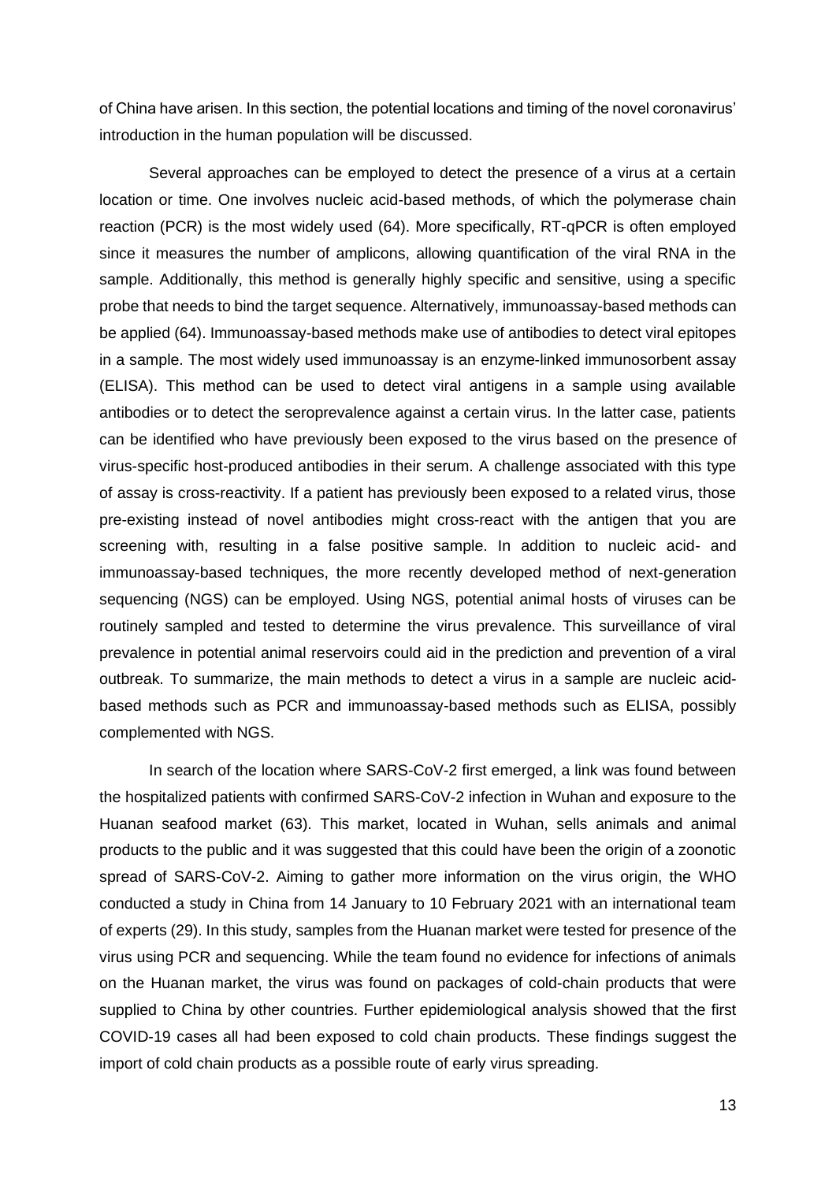of China have arisen. In this section, the potential locations and timing of the novel coronavirus' introduction in the human population will be discussed.

Several approaches can be employed to detect the presence of a virus at a certain location or time. One involves nucleic acid-based methods, of which the polymerase chain reaction (PCR) is the most widely used (64). More specifically, RT-qPCR is often employed since it measures the number of amplicons, allowing quantification of the viral RNA in the sample. Additionally, this method is generally highly specific and sensitive, using a specific probe that needs to bind the target sequence. Alternatively, immunoassay-based methods can be applied (64). Immunoassay-based methods make use of antibodies to detect viral epitopes in a sample. The most widely used immunoassay is an enzyme-linked immunosorbent assay (ELISA). This method can be used to detect viral antigens in a sample using available antibodies or to detect the seroprevalence against a certain virus. In the latter case, patients can be identified who have previously been exposed to the virus based on the presence of virus-specific host-produced antibodies in their serum. A challenge associated with this type of assay is cross-reactivity. If a patient has previously been exposed to a related virus, those pre-existing instead of novel antibodies might cross-react with the antigen that you are screening with, resulting in a false positive sample. In addition to nucleic acid- and immunoassay-based techniques, the more recently developed method of next-generation sequencing (NGS) can be employed. Using NGS, potential animal hosts of viruses can be routinely sampled and tested to determine the virus prevalence. This surveillance of viral prevalence in potential animal reservoirs could aid in the prediction and prevention of a viral outbreak. To summarize, the main methods to detect a virus in a sample are nucleic acid-based methods such as PCR and immunoassay-based methods such as ELISA, possibly complemented with NGS.

In search of the location where SARS-CoV-2 first emerged, a link was found between the hospitalized patients with confirmed SARS-CoV-2 infection in Wuhan and exposure to the Huanan seafood market (63). This market, located in Wuhan, sells animals and animal products to the public and it was suggested that this could have been the origin of a zoonotic spread of SARS-CoV-2. Aiming to gather more information on the virus origin, the WHO conducted a study in China from 14 January to 10 February 2021 with an international team of experts (29). In this study, samples from the Huanan market were tested for presence of the virus using PCR and sequencing. While the team found no evidence for infections of animals on the Huanan market, the virus was found on packages of cold-chain products that were supplied to China by other countries. Further epidemiological analysis showed that the first COVID-19 cases all had been exposed to cold chain products. These findings suggest the import of cold chain products as a possible route of early virus spreading.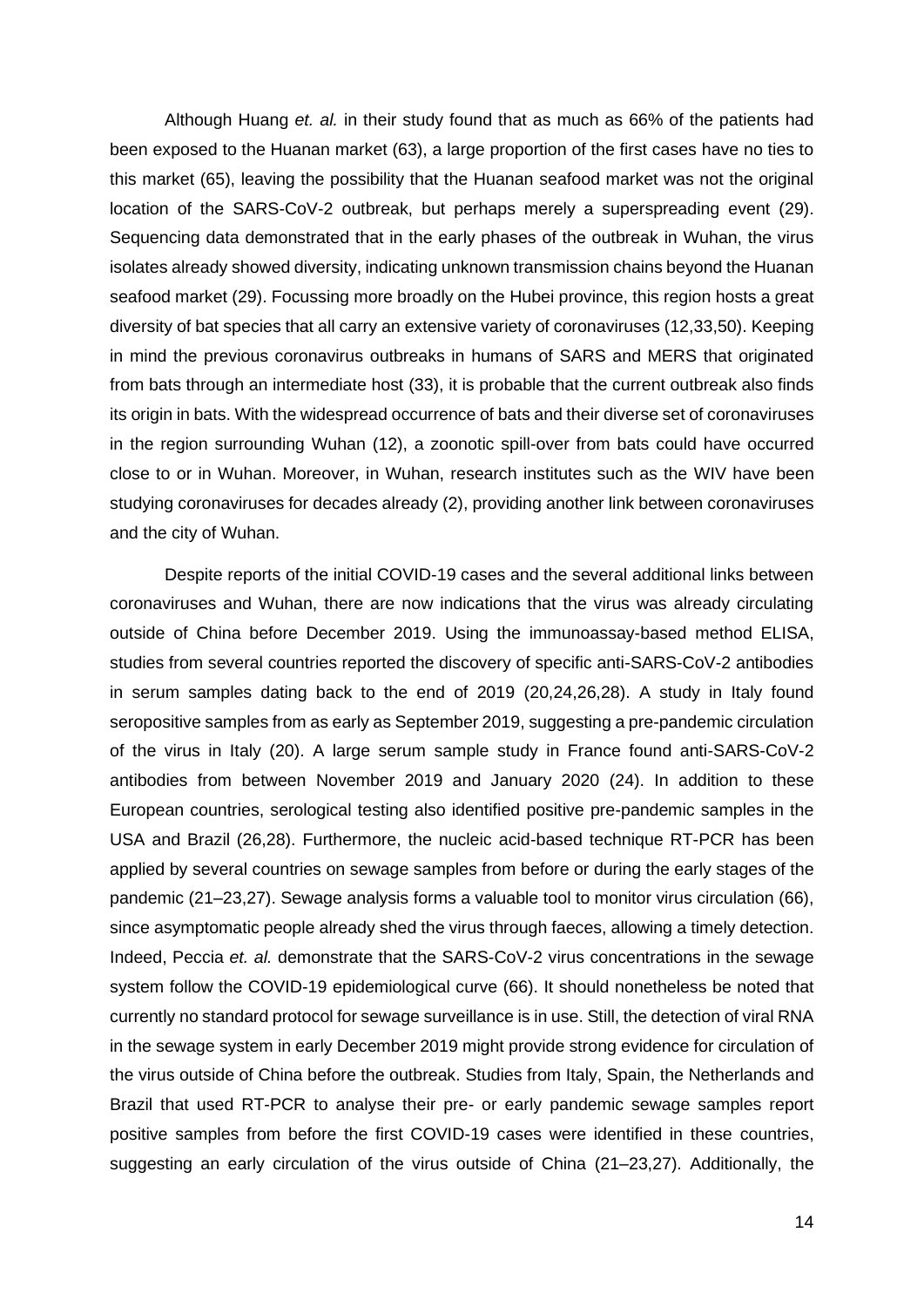Although Huang *et. al.* in their study found that as much as 66% of the patients had been exposed to the Huanan market (63), a large proportion of the first cases have no ties to this market (65), leaving the possibility that the Huanan seafood market was not the original location of the SARS-CoV-2 outbreak, but perhaps merely a superspreading event (29). Sequencing data demonstrated that in the early phases of the outbreak in Wuhan, the virus isolates already showed diversity, indicating unknown transmission chains beyond the Huanan seafood market (29). Focussing more broadly on the Hubei province, this region hosts a great diversity of bat species that all carry an extensive variety of coronaviruses (12,33,50). Keeping in mind the previous coronavirus outbreaks in humans of SARS and MERS that originated from bats through an intermediate host (33), it is probable that the current outbreak also finds its origin in bats. With the widespread occurrence of bats and their diverse set of coronaviruses in the region surrounding Wuhan (12), a zoonotic spill-over from bats could have occurred close to or in Wuhan. Moreover, in Wuhan, research institutes such as the WIV have been studying coronaviruses for decades already (2), providing another link between coronaviruses and the city of Wuhan.

Despite reports of the initial COVID-19 cases and the several additional links between coronaviruses and Wuhan, there are now indications that the virus was already circulating outside of China before December 2019. Using the immunoassay-based method ELISA, studies from several countries reported the discovery of specific anti-SARS-CoV-2 antibodies in serum samples dating back to the end of 2019 (20,24,26,28). A study in Italy found seropositive samples from as early as September 2019, suggesting a pre-pandemic circulation of the virus in Italy (20). A large serum sample study in France found anti-SARS-CoV-2 antibodies from between November 2019 and January 2020 (24). In addition to these European countries, serological testing also identified positive pre-pandemic samples in the USA and Brazil (26,28). Furthermore, the nucleic acid-based technique RT-PCR has been applied by several countries on sewage samples from before or during the early stages of the pandemic (21–23,27). Sewage analysis forms a valuable tool to monitor virus circulation (66), since asymptomatic people already shed the virus through faeces, allowing a timely detection. Indeed, Peccia *et. al.* demonstrate that the SARS-CoV-2 virus concentrations in the sewage system follow the COVID-19 epidemiological curve (66). It should nonetheless be noted that currently no standard protocol for sewage surveillance is in use. Still, the detection of viral RNA in the sewage system in early December 2019 might provide strong evidence for circulation of the virus outside of China before the outbreak. Studies from Italy, Spain, the Netherlands and Brazil that used RT-PCR to analyse their pre- or early pandemic sewage samples report positive samples from before the first COVID-19 cases were identified in these countries, suggesting an early circulation of the virus outside of China (21–23,27). Additionally, the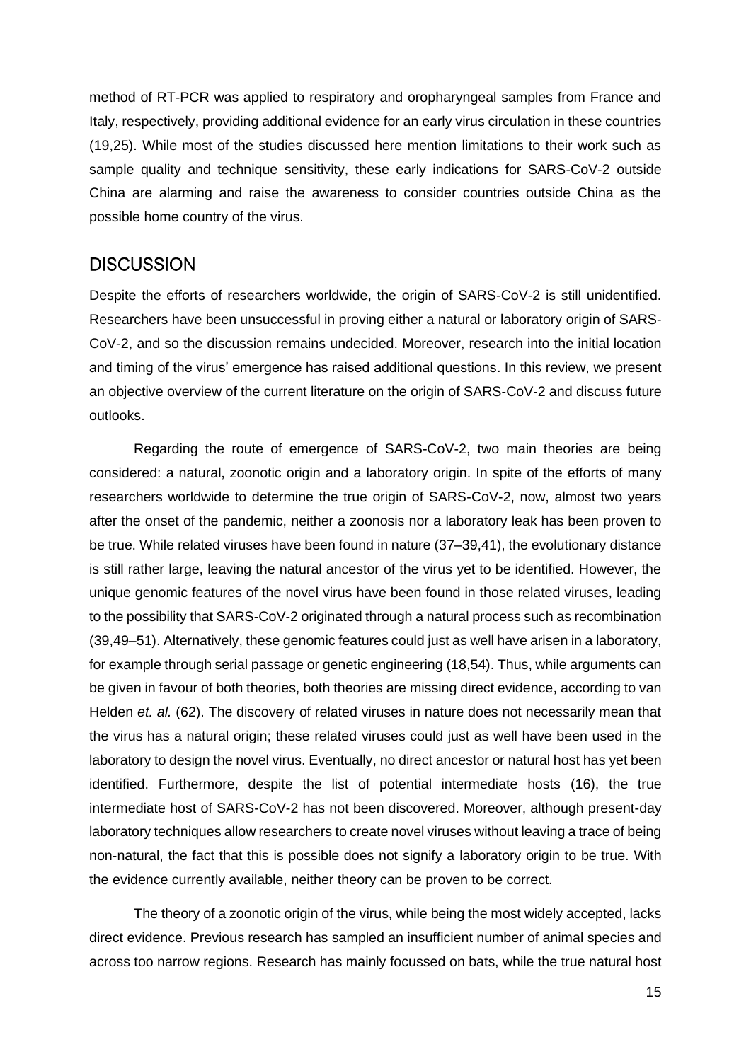method of RT-PCR was applied to respiratory and oropharyngeal samples from France and Italy, respectively, providing additional evidence for an early virus circulation in these countries (19,25). While most of the studies discussed here mention limitations to their work such as sample quality and technique sensitivity, these early indications for SARS-CoV-2 outside China are alarming and raise the awareness to consider countries outside China as the possible home country of the virus.

## DISCUSSION

Despite the efforts of researchers worldwide, the origin of SARS-CoV-2 is still unidentified. Researchers have been unsuccessful in proving either a natural or laboratory origin of SARS-CoV-2, and so the discussion remains undecided. Moreover, research into the initial location and timing of the virus' emergence has raised additional questions. In this review, we present an objective overview of the current literature on the origin of SARS-CoV-2 and discuss future outlooks.

Regarding the route of emergence of SARS-CoV-2, two main theories are being considered: a natural, zoonotic origin and a laboratory origin. In spite of the efforts of many researchers worldwide to determine the true origin of SARS-CoV-2, now, almost two years after the onset of the pandemic, neither a zoonosis nor a laboratory leak has been proven to be true. While related viruses have been found in nature (37–39,41), the evolutionary distance is still rather large, leaving the natural ancestor of the virus yet to be identified. However, the unique genomic features of the novel virus have been found in those related viruses, leading to the possibility that SARS-CoV-2 originated through a natural process such as recombination (39,49–51). Alternatively, these genomic features could just as well have arisen in a laboratory, for example through serial passage or genetic engineering (18,54). Thus, while arguments can be given in favour of both theories, both theories are missing direct evidence, according to van Helden *et. al.* (62). The discovery of related viruses in nature does not necessarily mean that the virus has a natural origin; these related viruses could just as well have been used in the laboratory to design the novel virus. Eventually, no direct ancestor or natural host has yet been identified. Furthermore, despite the list of potential intermediate hosts (16), the true intermediate host of SARS-CoV-2 has not been discovered. Moreover, although present-day laboratory techniques allow researchers to create novel viruses without leaving a trace of being non-natural, the fact that this is possible does not signify a laboratory origin to be true. With the evidence currently available, neither theory can be proven to be correct.

The theory of a zoonotic origin of the virus, while being the most widely accepted, lacks direct evidence. Previous research has sampled an insufficient number of animal species and across too narrow regions. Research has mainly focussed on bats, while the true natural host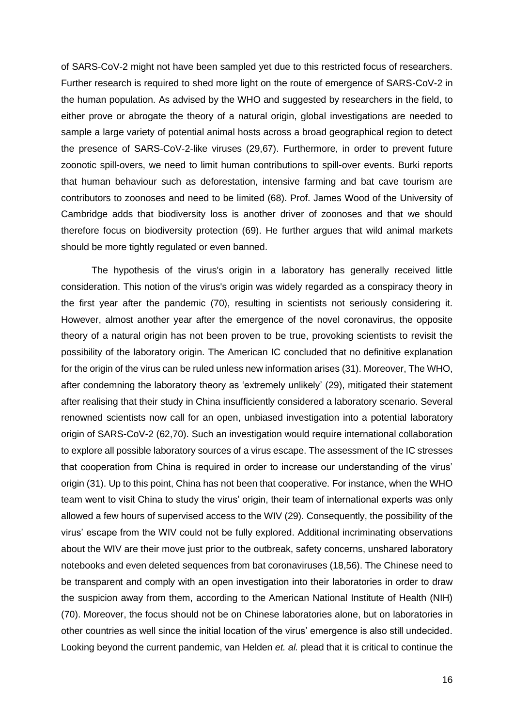of SARS-CoV-2 might not have been sampled yet due to this restricted focus of researchers. Further research is required to shed more light on the route of emergence of SARS-CoV-2 in the human population. As advised by the WHO and suggested by researchers in the field, to either prove or abrogate the theory of a natural origin, global investigations are needed to sample a large variety of potential animal hosts across a broad geographical region to detect the presence of SARS-CoV-2-like viruses (29,67). Furthermore, in order to prevent future zoonotic spill-overs, we need to limit human contributions to spill-over events. Burki reports that human behaviour such as deforestation, intensive farming and bat cave tourism are contributors to zoonoses and need to be limited (68). Prof. James Wood of the University of Cambridge adds that biodiversity loss is another driver of zoonoses and that we should therefore focus on biodiversity protection (69). He further argues that wild animal markets should be more tightly regulated or even banned.

The hypothesis of the virus's origin in a laboratory has generally received little consideration. This notion of the virus's origin was widely regarded as a conspiracy theory in the first year after the pandemic (70), resulting in scientists not seriously considering it. However, almost another year after the emergence of the novel coronavirus, the opposite theory of a natural origin has not been proven to be true, provoking scientists to revisit the possibility of the laboratory origin. The American IC concluded that no definitive explanation for the origin of the virus can be ruled unless new information arises (31). Moreover, The WHO, after condemning the laboratory theory as 'extremely unlikely' (29), mitigated their statement after realising that their study in China insufficiently considered a laboratory scenario. Several renowned scientists now call for an open, unbiased investigation into a potential laboratory origin of SARS-CoV-2 (62,70). Such an investigation would require international collaboration to explore all possible laboratory sources of a virus escape. The assessment of the IC stresses that cooperation from China is required in order to increase our understanding of the virus' origin (31). Up to this point, China has not been that cooperative. For instance, when the WHO team went to visit China to study the virus' origin, their team of international experts was only allowed a few hours of supervised access to the WIV (29). Consequently, the possibility of the virus' escape from the WIV could not be fully explored. Additional incriminating observations about the WIV are their move just prior to the outbreak, safety concerns, unshared laboratory notebooks and even deleted sequences from bat coronaviruses (18,56). The Chinese need to be transparent and comply with an open investigation into their laboratories in order to draw the suspicion away from them, according to the American National Institute of Health (NIH) (70). Moreover, the focus should not be on Chinese laboratories alone, but on laboratories in other countries as well since the initial location of the virus' emergence is also still undecided. Looking beyond the current pandemic, van Helden *et. al.* plead that it is critical to continue the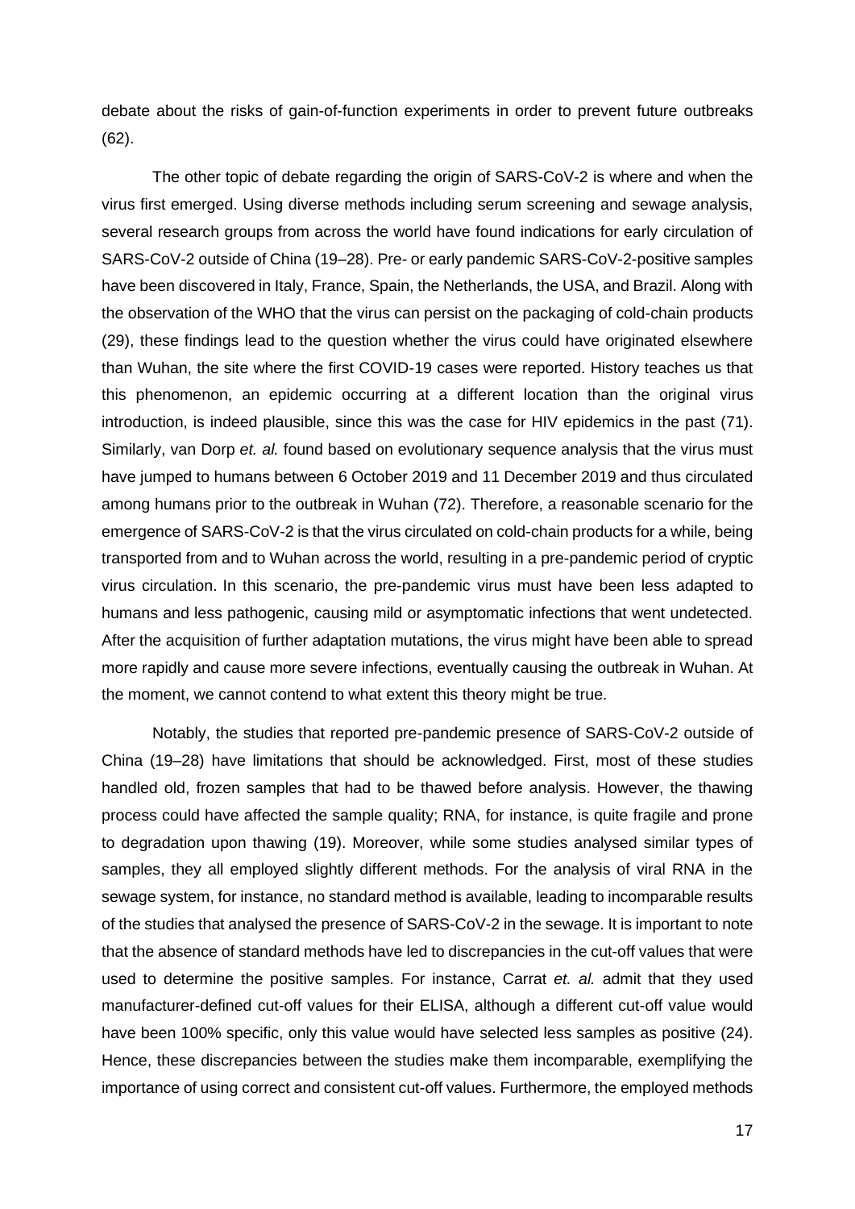debate about the risks of gain-of-function experiments in order to prevent future outbreaks (62).

The other topic of debate regarding the origin of SARS-CoV-2 is where and when the virus first emerged. Using diverse methods including serum screening and sewage analysis, several research groups from across the world have found indications for early circulation of SARS-CoV-2 outside of China (19–28). Pre- or early pandemic SARS-CoV-2-positive samples have been discovered in Italy, France, Spain, the Netherlands, the USA, and Brazil. Along with the observation of the WHO that the virus can persist on the packaging of cold-chain products (29), these findings lead to the question whether the virus could have originated elsewhere than Wuhan, the site where the first COVID-19 cases were reported. History teaches us that this phenomenon, an epidemic occurring at a different location than the original virus introduction, is indeed plausible, since this was the case for HIV epidemics in the past (71). Similarly, van Dorp *et. al.* found based on evolutionary sequence analysis that the virus must have jumped to humans between 6 October 2019 and 11 December 2019 and thus circulated among humans prior to the outbreak in Wuhan (72). Therefore, a reasonable scenario for the emergence of SARS-CoV-2 is that the virus circulated on cold-chain products for a while, being transported from and to Wuhan across the world, resulting in a pre-pandemic period of cryptic virus circulation. In this scenario, the pre-pandemic virus must have been less adapted to humans and less pathogenic, causing mild or asymptomatic infections that went undetected. After the acquisition of further adaptation mutations, the virus might have been able to spread more rapidly and cause more severe infections, eventually causing the outbreak in Wuhan. At the moment, we cannot contend to what extent this theory might be true.

Notably, the studies that reported pre-pandemic presence of SARS-CoV-2 outside of China (19–28) have limitations that should be acknowledged. First, most of these studies handled old, frozen samples that had to be thawed before analysis. However, the thawing process could have affected the sample quality; RNA, for instance, is quite fragile and prone to degradation upon thawing (19). Moreover, while some studies analysed similar types of samples, they all employed slightly different methods. For the analysis of viral RNA in the sewage system, for instance, no standard method is available, leading to incomparable results of the studies that analysed the presence of SARS-CoV-2 in the sewage. It is important to note that the absence of standard methods have led to discrepancies in the cut-off values that were used to determine the positive samples. For instance, Carrat *et. al.* admit that they used manufacturer-defined cut-off values for their ELISA, although a different cut-off value would have been 100% specific, only this value would have selected less samples as positive (24). Hence, these discrepancies between the studies make them incomparable, exemplifying the importance of using correct and consistent cut-off values. Furthermore, the employed methods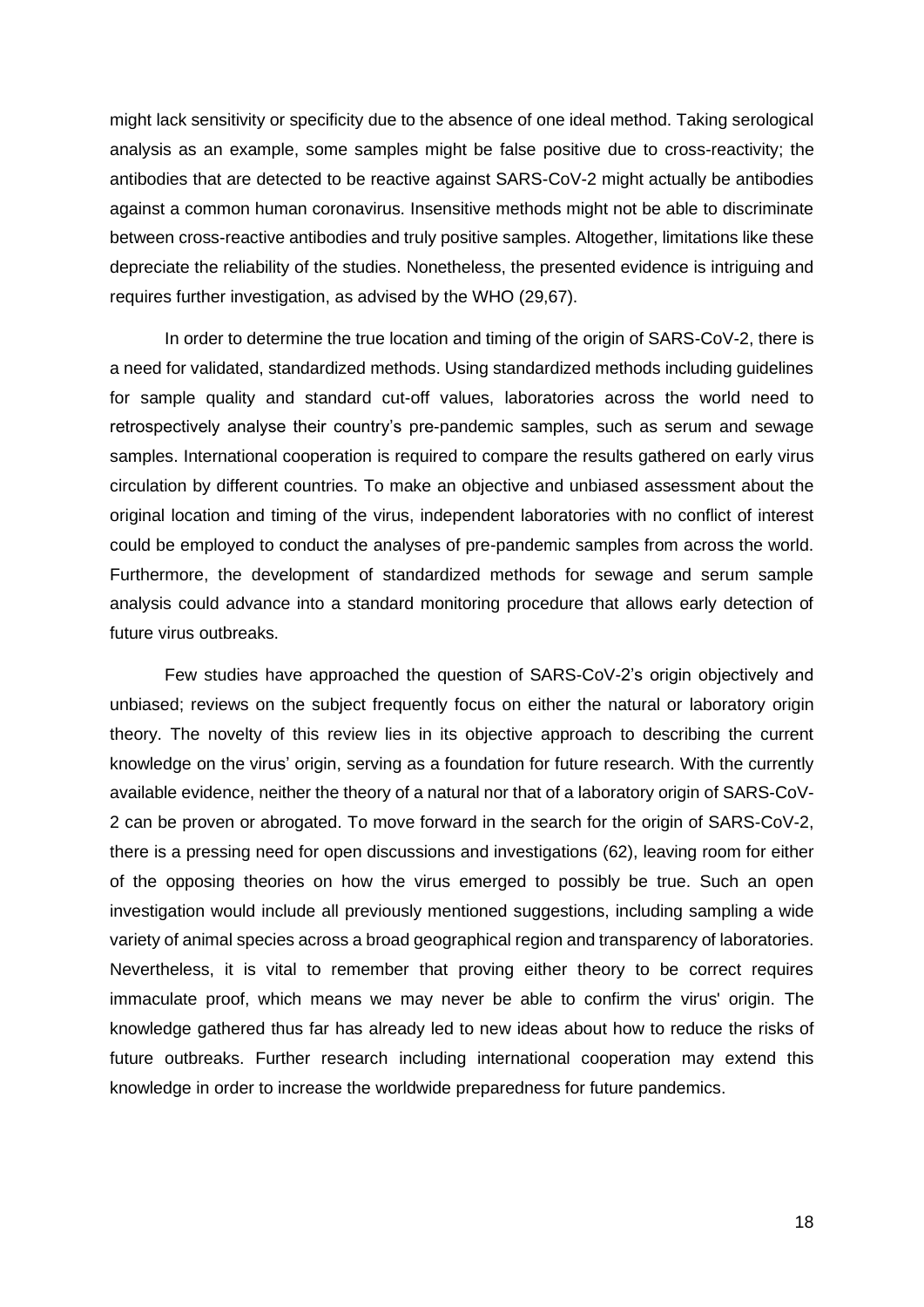might lack sensitivity or specificity due to the absence of one ideal method. Taking serological analysis as an example, some samples might be false positive due to cross-reactivity; the antibodies that are detected to be reactive against SARS-CoV-2 might actually be antibodies against a common human coronavirus. Insensitive methods might not be able to discriminate between cross-reactive antibodies and truly positive samples. Altogether, limitations like these depreciate the reliability of the studies. Nonetheless, the presented evidence is intriguing and requires further investigation, as advised by the WHO (29,67).

In order to determine the true location and timing of the origin of SARS-CoV-2, there is a need for validated, standardized methods. Using standardized methods including guidelines for sample quality and standard cut-off values, laboratories across the world need to retrospectively analyse their country's pre-pandemic samples, such as serum and sewage samples. International cooperation is required to compare the results gathered on early virus circulation by different countries. To make an objective and unbiased assessment about the original location and timing of the virus, independent laboratories with no conflict of interest could be employed to conduct the analyses of pre-pandemic samples from across the world. Furthermore, the development of standardized methods for sewage and serum sample analysis could advance into a standard monitoring procedure that allows early detection of future virus outbreaks.

Few studies have approached the question of SARS-CoV-2's origin objectively and unbiased; reviews on the subject frequently focus on either the natural or laboratory origin theory. The novelty of this review lies in its objective approach to describing the current knowledge on the virus' origin, serving as a foundation for future research. With the currently available evidence, neither the theory of a natural nor that of a laboratory origin of SARS-CoV-2 can be proven or abrogated. To move forward in the search for the origin of SARS-CoV-2, there is a pressing need for open discussions and investigations (62), leaving room for either of the opposing theories on how the virus emerged to possibly be true. Such an open investigation would include all previously mentioned suggestions, including sampling a wide variety of animal species across a broad geographical region and transparency of laboratories. Nevertheless, it is vital to remember that proving either theory to be correct requires immaculate proof, which means we may never be able to confirm the virus' origin. The knowledge gathered thus far has already led to new ideas about how to reduce the risks of future outbreaks. Further research including international cooperation may extend this knowledge in order to increase the worldwide preparedness for future pandemics.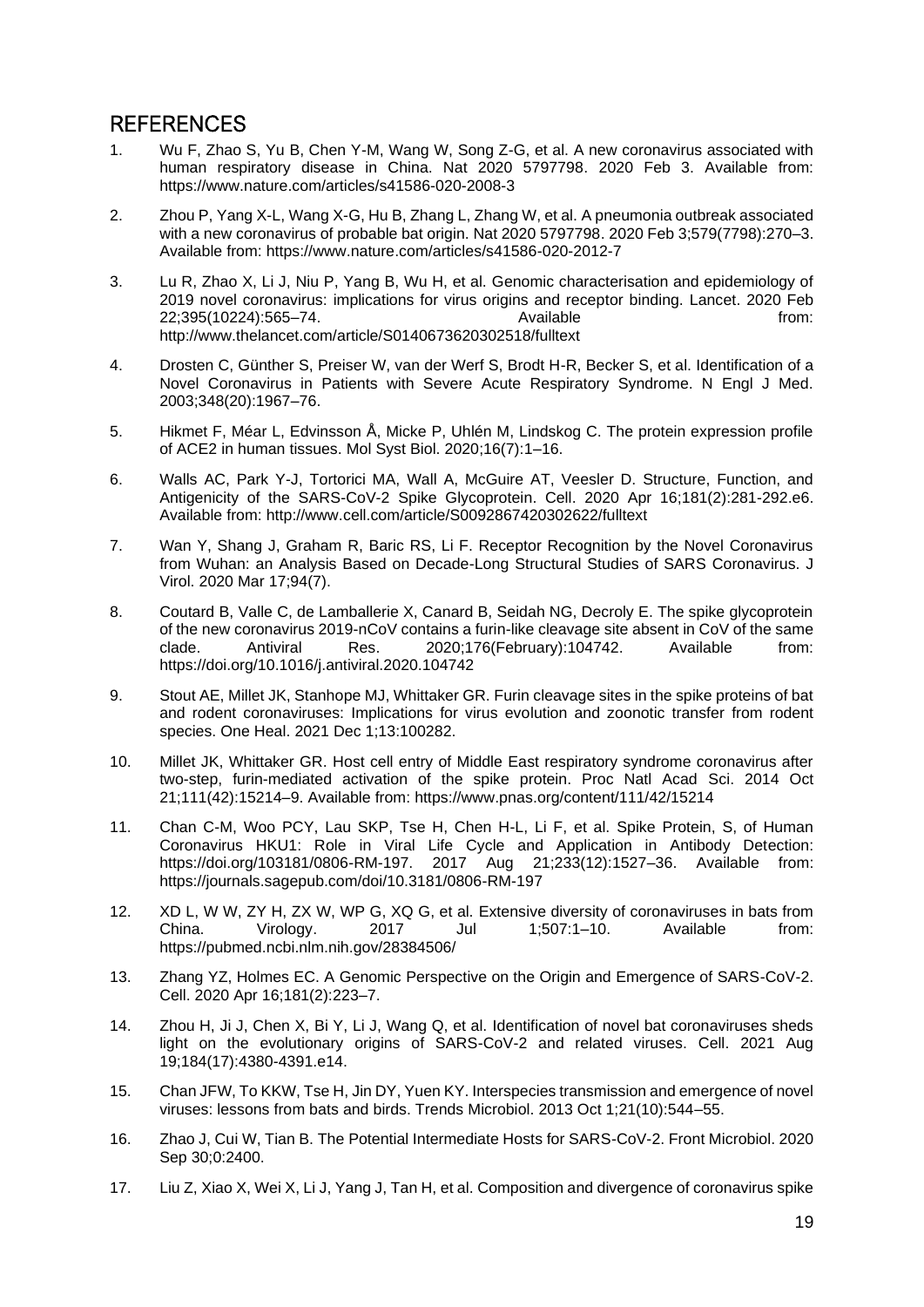## REFERENCES

1. Wu F, Zhao S, Yu B, Chen Y-M, Wang W, Song Z-G, et al. A new coronavirus associated with human respiratory disease in China. Nat 2020 5797798. 2020 Feb 3. Available from: https://www.nature.com/articles/s41586-020-2008-3

2. Zhou P, Yang X-L, Wang X-G, Hu B, Zhang L, Zhang W, et al. A pneumonia outbreak associated with a new coronavirus of probable bat origin. Nat 2020 5797798. 2020 Feb 3;579(7798):270–3. Available from: https://www.nature.com/articles/s41586-020-2012-7

3. Lu R, Zhao X, Li J, Niu P, Yang B, Wu H, et al. Genomic characterisation and epidemiology of 2019 novel coronavirus: implications for virus origins and receptor binding. Lancet. 2020 Feb 22;395(10224):565–74. Available from: http://www.thelancet.com/article/S0140673620302518/fulltext

4. Drosten C, Günther S, Preiser W, van der Werf S, Brodt H-R, Becker S, et al. Identification of a Novel Coronavirus in Patients with Severe Acute Respiratory Syndrome. N Engl J Med. 2003;348(20):1967–76.

5. Hikmet F, Méar L, Edvinsson Å, Micke P, Uhlén M, Lindskog C. The protein expression profile of ACE2 in human tissues. Mol Syst Biol. 2020;16(7):1–16.

6. Walls AC, Park Y-J, Tortorici MA, Wall A, McGuire AT, Veesler D. Structure, Function, and Antigenicity of the SARS-CoV-2 Spike Glycoprotein. Cell. 2020 Apr 16;181(2):281-292.e6. Available from: http://www.cell.com/article/S0092867420302622/fulltext

7. Wan Y, Shang J, Graham R, Baric RS, Li F. Receptor Recognition by the Novel Coronavirus from Wuhan: an Analysis Based on Decade-Long Structural Studies of SARS Coronavirus. J Virol. 2020 Mar 17;94(7).

8. Coutard B, Valle C, de Lamballerie X, Canard B, Seidah NG, Decroly E. The spike glycoprotein of the new coronavirus 2019-nCoV contains a furin-like cleavage site absent in CoV of the same clade. Antiviral Res. 2020;176(February):104742. Available from: https://doi.org/10.1016/j.antiviral.2020.104742

9. Stout AE, Millet JK, Stanhope MJ, Whittaker GR. Furin cleavage sites in the spike proteins of bat and rodent coronaviruses: Implications for virus evolution and zoonotic transfer from rodent species. One Heal. 2021 Dec 1;13:100282.

10. Millet JK, Whittaker GR. Host cell entry of Middle East respiratory syndrome coronavirus after two-step, furin-mediated activation of the spike protein. Proc Natl Acad Sci. 2014 Oct 21;111(42):15214–9. Available from: https://www.pnas.org/content/111/42/15214

11. Chan C-M, Woo PCY, Lau SKP, Tse H, Chen H-L, Li F, et al. Spike Protein, S, of Human Coronavirus HKU1: Role in Viral Life Cycle and Application in Antibody Detection: https://doi.org/103181/0806-RM-197. 2017 Aug 21;233(12):1527–36. Available from: https://journals.sagepub.com/doi/10.3181/0806-RM-197

12. XD L, W W, ZY H, ZX W, WP G, XQ G, et al. Extensive diversity of coronaviruses in bats from China. Virology. 2017 Jul 1;507:1–10. Available from: https://pubmed.ncbi.nlm.nih.gov/28384506/

13. Zhang YZ, Holmes EC. A Genomic Perspective on the Origin and Emergence of SARS-CoV-2. Cell. 2020 Apr 16;181(2):223–7.

14. Zhou H, Ji J, Chen X, Bi Y, Li J, Wang Q, et al. Identification of novel bat coronaviruses sheds light on the evolutionary origins of SARS-CoV-2 and related viruses. Cell. 2021 Aug 19;184(17):4380-4391.e14.

15. Chan JFW, To KKW, Tse H, Jin DY, Yuen KY. Interspecies transmission and emergence of novel viruses: lessons from bats and birds. Trends Microbiol. 2013 Oct 1;21(10):544–55.

16. Zhao J, Cui W, Tian B. The Potential Intermediate Hosts for SARS-CoV-2. Front Microbiol. 2020 Sep 30;0:2400.

17. Liu Z, Xiao X, Wei X, Li J, Yang J, Tan H, et al. Composition and divergence of coronavirus spike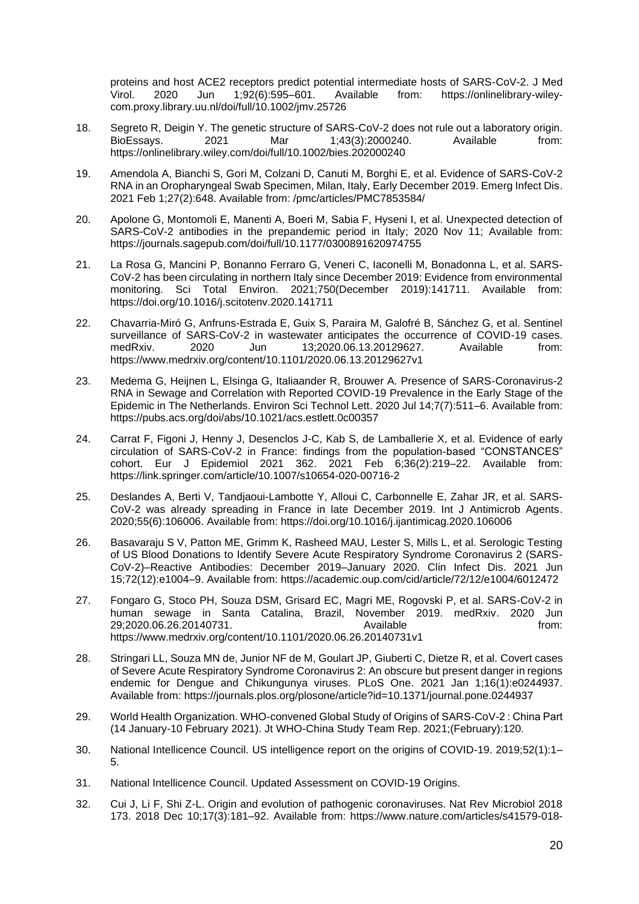proteins and host ACE2 receptors predict potential intermediate hosts of SARS-CoV-2. J Med Virol. 2020 Jun 1;92(6):595–601. Available from: https://onlinelibrary-wiley-com.proxy.library.uu.nl/doi/full/10.1002/jmv.25726

18. Segreto R, Deigin Y. The genetic structure of SARS-CoV-2 does not rule out a laboratory origin. BioEssays. 2021 Mar 1;43(3):2000240. Available from: https://onlinelibrary.wiley.com/doi/full/10.1002/bies.202000240

19. Amendola A, Bianchi S, Gori M, Colzani D, Canuti M, Borghi E, et al. Evidence of SARS-CoV-2 RNA in an Oropharyngeal Swab Specimen, Milan, Italy, Early December 2019. Emerg Infect Dis. 2021 Feb 1;27(2):648. Available from: /pmc/articles/PMC7853584/

20. Apolone G, Montomoli E, Manenti A, Boeri M, Sabia F, Hyseni I, et al. Unexpected detection of SARS-CoV-2 antibodies in the prepandemic period in Italy; 2020 Nov 11; Available from: https://journals.sagepub.com/doi/full/10.1177/0300891620974755

21. La Rosa G, Mancini P, Bonanno Ferraro G, Veneri C, Iaconelli M, Bonadonna L, et al. SARS-CoV-2 has been circulating in northern Italy since December 2019: Evidence from environmental monitoring. Sci Total Environ. 2021;750(December 2019):141711. Available from: https://doi.org/10.1016/j.scitotenv.2020.141711

22. Chavarria-Miró G, Anfruns-Estrada E, Guix S, Paraira M, Galofré B, Sánchez G, et al. Sentinel surveillance of SARS-CoV-2 in wastewater anticipates the occurrence of COVID-19 cases. medRxiv. 2020 Jun 13;2020.06.13.20129627. Available from: https://www.medrxiv.org/content/10.1101/2020.06.13.20129627v1

23. Medema G, Heijnen L, Elsinga G, Italiaander R, Brouwer A. Presence of SARS-Coronavirus-2 RNA in Sewage and Correlation with Reported COVID-19 Prevalence in the Early Stage of the Epidemic in The Netherlands. Environ Sci Technol Lett. 2020 Jul 14;7(7):511–6. Available from: https://pubs.acs.org/doi/abs/10.1021/acs.estlett.0c00357

24. Carrat F, Figoni J, Henny J, Desenclos J-C, Kab S, de Lamballerie X, et al. Evidence of early circulation of SARS-CoV-2 in France: findings from the population-based "CONSTANCES" cohort. Eur J Epidemiol 2021 362. 2021 Feb 6;36(2):219–22. Available from: https://link.springer.com/article/10.1007/s10654-020-00716-2

25. Deslandes A, Berti V, Tandjaoui-Lambotte Y, Alloui C, Carbonnelle E, Zahar JR, et al. SARS-CoV-2 was already spreading in France in late December 2019. Int J Antimicrob Agents. 2020;55(6):106006. Available from: https://doi.org/10.1016/j.ijantimicag.2020.106006

26. Basavaraju S V, Patton ME, Grimm K, Rasheed MAU, Lester S, Mills L, et al. Serologic Testing of US Blood Donations to Identify Severe Acute Respiratory Syndrome Coronavirus 2 (SARS-CoV-2)–Reactive Antibodies: December 2019–January 2020. Clin Infect Dis. 2021 Jun 15;72(12):e1004–9. Available from: https://academic.oup.com/cid/article/72/12/e1004/6012472

27. Fongaro G, Stoco PH, Souza DSM, Grisard EC, Magri ME, Rogovski P, et al. SARS-CoV-2 in human sewage in Santa Catalina, Brazil, November 2019. medRxiv. 2020 Jun 29;2020.06.26.20140731. Available from: https://www.medrxiv.org/content/10.1101/2020.06.26.20140731v1

28. Stringari LL, Souza MN de, Junior NF de M, Goulart JP, Giuberti C, Dietze R, et al. Covert cases of Severe Acute Respiratory Syndrome Coronavirus 2: An obscure but present danger in regions endemic for Dengue and Chikungunya viruses. PLoS One. 2021 Jan 1;16(1):e0244937. Available from: https://journals.plos.org/plosone/article?id=10.1371/journal.pone.0244937

29. World Health Organization. WHO-convened Global Study of Origins of SARS-CoV-2 : China Part (14 January-10 February 2021). Jt WHO-China Study Team Rep. 2021;(February):120.

30. National Intellicence Council. US intelligence report on the origins of COVID-19. 2019;52(1):1–5.

31. National Intellicence Council. Updated Assessment on COVID-19 Origins.

32. Cui J, Li F, Shi Z-L. Origin and evolution of pathogenic coronaviruses. Nat Rev Microbiol 2018 173. 2018 Dec 10;17(3):181–92. Available from: https://www.nature.com/articles/s41579-018-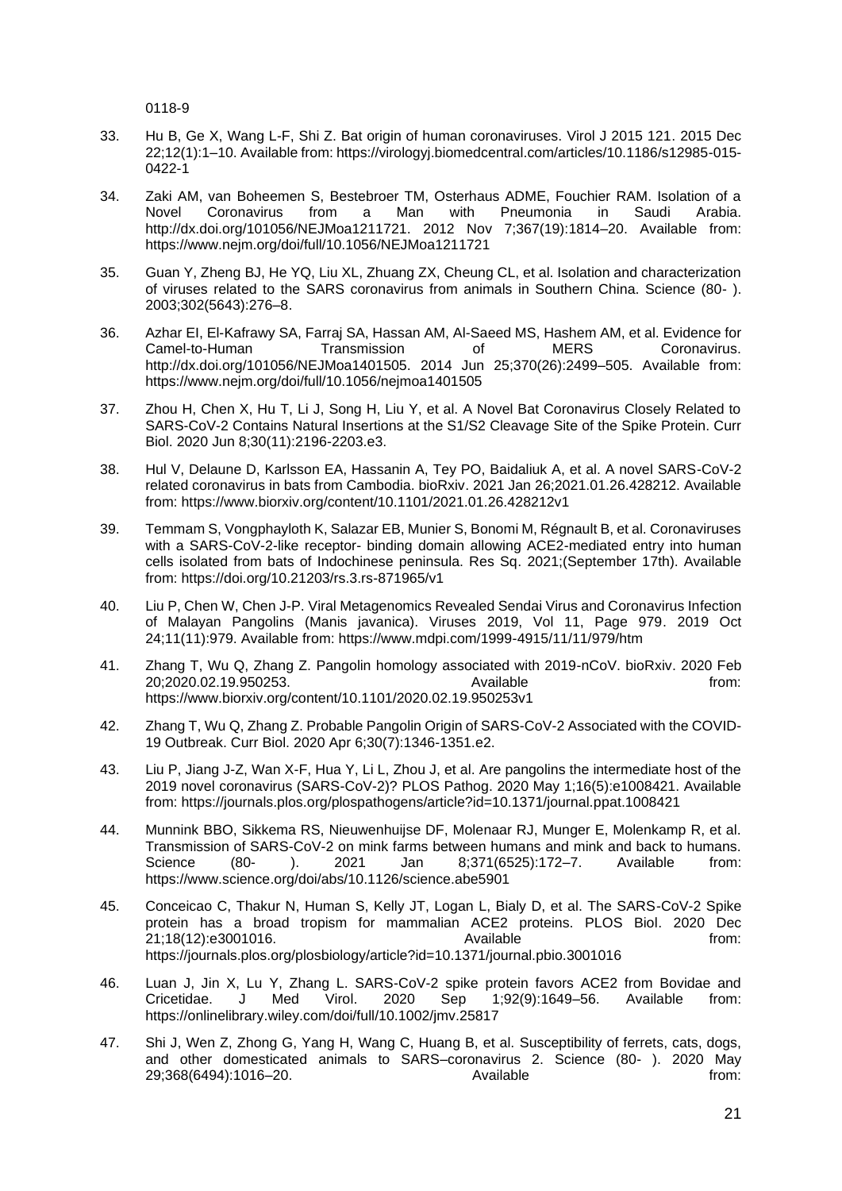0118-9

33. Hu B, Ge X, Wang L-F, Shi Z. Bat origin of human coronaviruses. Virol J 2015 121. 2015 Dec 22;12(1):1–10. Available from: https://virologyj.biomedcentral.com/articles/10.1186/s12985-015-0422-1

34. Zaki AM, van Boheemen S, Bestebroer TM, Osterhaus ADME, Fouchier RAM. Isolation of a Novel Coronavirus from a Man with Pneumonia in Saudi Arabia. http://dx.doi.org/101056/NEJMoa1211721. 2012 Nov 7;367(19):1814–20. Available from: https://www.nejm.org/doi/full/10.1056/NEJMoa1211721

35. Guan Y, Zheng BJ, He YQ, Liu XL, Zhuang ZX, Cheung CL, et al. Isolation and characterization of viruses related to the SARS coronavirus from animals in Southern China. Science (80- ). 2003;302(5643):276–8.

36. Azhar EI, El-Kafrawy SA, Farraj SA, Hassan AM, Al-Saeed MS, Hashem AM, et al. Evidence for Camel-to-Human Transmission of MERS Coronavirus. http://dx.doi.org/101056/NEJMoa1401505. 2014 Jun 25;370(26):2499–505. Available from: https://www.nejm.org/doi/full/10.1056/nejmoa1401505

37. Zhou H, Chen X, Hu T, Li J, Song H, Liu Y, et al. A Novel Bat Coronavirus Closely Related to SARS-CoV-2 Contains Natural Insertions at the S1/S2 Cleavage Site of the Spike Protein. Curr Biol. 2020 Jun 8;30(11):2196-2203.e3.

38. Hul V, Delaune D, Karlsson EA, Hassanin A, Tey PO, Baidaliuk A, et al. A novel SARS-CoV-2 related coronavirus in bats from Cambodia. bioRxiv. 2021 Jan 26;2021.01.26.428212. Available from: https://www.biorxiv.org/content/10.1101/2021.01.26.428212v1

39. Temmam S, Vongphayloth K, Salazar EB, Munier S, Bonomi M, Régnault B, et al. Coronaviruses with a SARS-CoV-2-like receptor- binding domain allowing ACE2-mediated entry into human cells isolated from bats of Indochinese peninsula. Res Sq. 2021;(September 17th). Available from: https://doi.org/10.21203/rs.3.rs-871965/v1

40. Liu P, Chen W, Chen J-P. Viral Metagenomics Revealed Sendai Virus and Coronavirus Infection of Malayan Pangolins (Manis javanica). Viruses 2019, Vol 11, Page 979. 2019 Oct 24;11(11):979. Available from: https://www.mdpi.com/1999-4915/11/11/979/htm

41. Zhang T, Wu Q, Zhang Z. Pangolin homology associated with 2019-nCoV. bioRxiv. 2020 Feb 20;2020.02.19.950253. Available from: https://www.biorxiv.org/content/10.1101/2020.02.19.950253v1

42. Zhang T, Wu Q, Zhang Z. Probable Pangolin Origin of SARS-CoV-2 Associated with the COVID-19 Outbreak. Curr Biol. 2020 Apr 6;30(7):1346-1351.e2.

43. Liu P, Jiang J-Z, Wan X-F, Hua Y, Li L, Zhou J, et al. Are pangolins the intermediate host of the 2019 novel coronavirus (SARS-CoV-2)? PLOS Pathog. 2020 May 1;16(5):e1008421. Available from: https://journals.plos.org/plospathogens/article?id=10.1371/journal.ppat.1008421

44. Munnink BBO, Sikkema RS, Nieuwenhuijse DF, Molenaar RJ, Munger E, Molenkamp R, et al. Transmission of SARS-CoV-2 on mink farms between humans and mink and back to humans. Science (80- ). 2021 Jan 8;371(6525):172–7. Available from: https://www.science.org/doi/abs/10.1126/science.abe5901

45. Conceicao C, Thakur N, Human S, Kelly JT, Logan L, Bialy D, et al. The SARS-CoV-2 Spike protein has a broad tropism for mammalian ACE2 proteins. PLOS Biol. 2020 Dec 21;18(12):e3001016. Available from: https://journals.plos.org/plosbiology/article?id=10.1371/journal.pbio.3001016

46. Luan J, Jin X, Lu Y, Zhang L. SARS-CoV-2 spike protein favors ACE2 from Bovidae and Cricetidae. J Med Virol. 2020 Sep 1;92(9):1649–56. Available from: https://onlinelibrary.wiley.com/doi/full/10.1002/jmv.25817

47. Shi J, Wen Z, Zhong G, Yang H, Wang C, Huang B, et al. Susceptibility of ferrets, cats, dogs, and other domesticated animals to SARS–coronavirus 2. Science (80- ). 2020 May 29;368(6494):1016–20. Available from: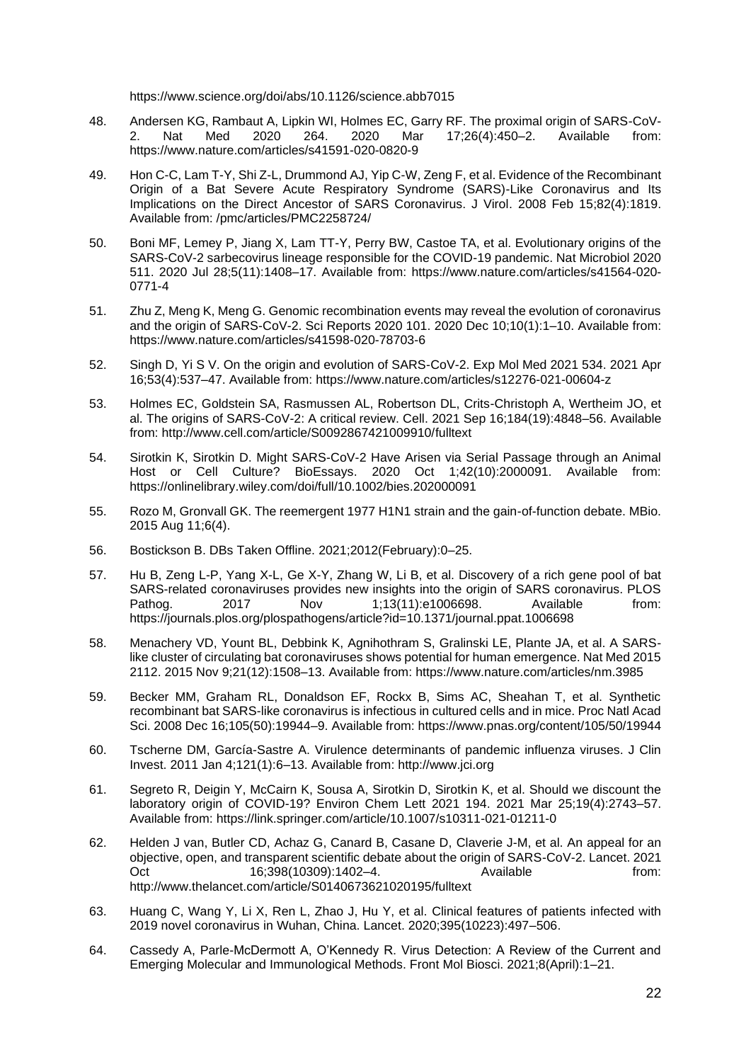https://www.science.org/doi/abs/10.1126/science.abb7015

48. Andersen KG, Rambaut A, Lipkin WI, Holmes EC, Garry RF. The proximal origin of SARS-CoV-2. Nat Med 2020 264. 2020 Mar 17;26(4):450–2. Available from: https://www.nature.com/articles/s41591-020-0820-9

49. Hon C-C, Lam T-Y, Shi Z-L, Drummond AJ, Yip C-W, Zeng F, et al. Evidence of the Recombinant Origin of a Bat Severe Acute Respiratory Syndrome (SARS)-Like Coronavirus and Its Implications on the Direct Ancestor of SARS Coronavirus. J Virol. 2008 Feb 15;82(4):1819. Available from: /pmc/articles/PMC2258724/

50. Boni MF, Lemey P, Jiang X, Lam TT-Y, Perry BW, Castoe TA, et al. Evolutionary origins of the SARS-CoV-2 sarbecovirus lineage responsible for the COVID-19 pandemic. Nat Microbiol 2020 511. 2020 Jul 28;5(11):1408–17. Available from: https://www.nature.com/articles/s41564-020-0771-4

51. Zhu Z, Meng K, Meng G. Genomic recombination events may reveal the evolution of coronavirus and the origin of SARS-CoV-2. Sci Reports 2020 101. 2020 Dec 10;10(1):1–10. Available from: https://www.nature.com/articles/s41598-020-78703-6

52. Singh D, Yi S V. On the origin and evolution of SARS-CoV-2. Exp Mol Med 2021 534. 2021 Apr 16;53(4):537–47. Available from: https://www.nature.com/articles/s12276-021-00604-z

53. Holmes EC, Goldstein SA, Rasmussen AL, Robertson DL, Crits-Christoph A, Wertheim JO, et al. The origins of SARS-CoV-2: A critical review. Cell. 2021 Sep 16;184(19):4848–56. Available from: http://www.cell.com/article/S0092867421009910/fulltext

54. Sirotkin K, Sirotkin D. Might SARS-CoV-2 Have Arisen via Serial Passage through an Animal Host or Cell Culture? BioEssays. 2020 Oct 1;42(10):2000091. Available from: https://onlinelibrary.wiley.com/doi/full/10.1002/bies.202000091

55. Rozo M, Gronvall GK. The reemergent 1977 H1N1 strain and the gain-of-function debate. MBio. 2015 Aug 11;6(4).

56. Bostickson B. DBs Taken Offline. 2021;2012(February):0–25.

57. Hu B, Zeng L-P, Yang X-L, Ge X-Y, Zhang W, Li B, et al. Discovery of a rich gene pool of bat SARS-related coronaviruses provides new insights into the origin of SARS coronavirus. PLOS Pathog. 2017 Nov 1;13(11):e1006698. Available from: https://journals.plos.org/plospathogens/article?id=10.1371/journal.ppat.1006698

58. Menachery VD, Yount BL, Debbink K, Agnihothram S, Gralinski LE, Plante JA, et al. A SARS-like cluster of circulating bat coronaviruses shows potential for human emergence. Nat Med 2015 2112. 2015 Nov 9;21(12):1508–13. Available from: https://www.nature.com/articles/nm.3985

59. Becker MM, Graham RL, Donaldson EF, Rockx B, Sims AC, Sheahan T, et al. Synthetic recombinant bat SARS-like coronavirus is infectious in cultured cells and in mice. Proc Natl Acad Sci. 2008 Dec 16;105(50):19944–9. Available from: https://www.pnas.org/content/105/50/19944

60. Tscherne DM, García-Sastre A. Virulence determinants of pandemic influenza viruses. J Clin Invest. 2011 Jan 4;121(1):6–13. Available from: http://www.jci.org

61. Segreto R, Deigin Y, McCairn K, Sousa A, Sirotkin D, Sirotkin K, et al. Should we discount the laboratory origin of COVID-19? Environ Chem Lett 2021 194. 2021 Mar 25;19(4):2743–57. Available from: https://link.springer.com/article/10.1007/s10311-021-01211-0

62. Helden J van, Butler CD, Achaz G, Canard B, Casane D, Claverie J-M, et al. An appeal for an objective, open, and transparent scientific debate about the origin of SARS-CoV-2. Lancet. 2021 Oct 16;398(10309):1402–4. Available from: http://www.thelancet.com/article/S0140673621020195/fulltext

63. Huang C, Wang Y, Li X, Ren L, Zhao J, Hu Y, et al. Clinical features of patients infected with 2019 novel coronavirus in Wuhan, China. Lancet. 2020;395(10223):497–506.

64. Cassedy A, Parle-McDermott A, O'Kennedy R. Virus Detection: A Review of the Current and Emerging Molecular and Immunological Methods. Front Mol Biosci. 2021;8(April):1–21.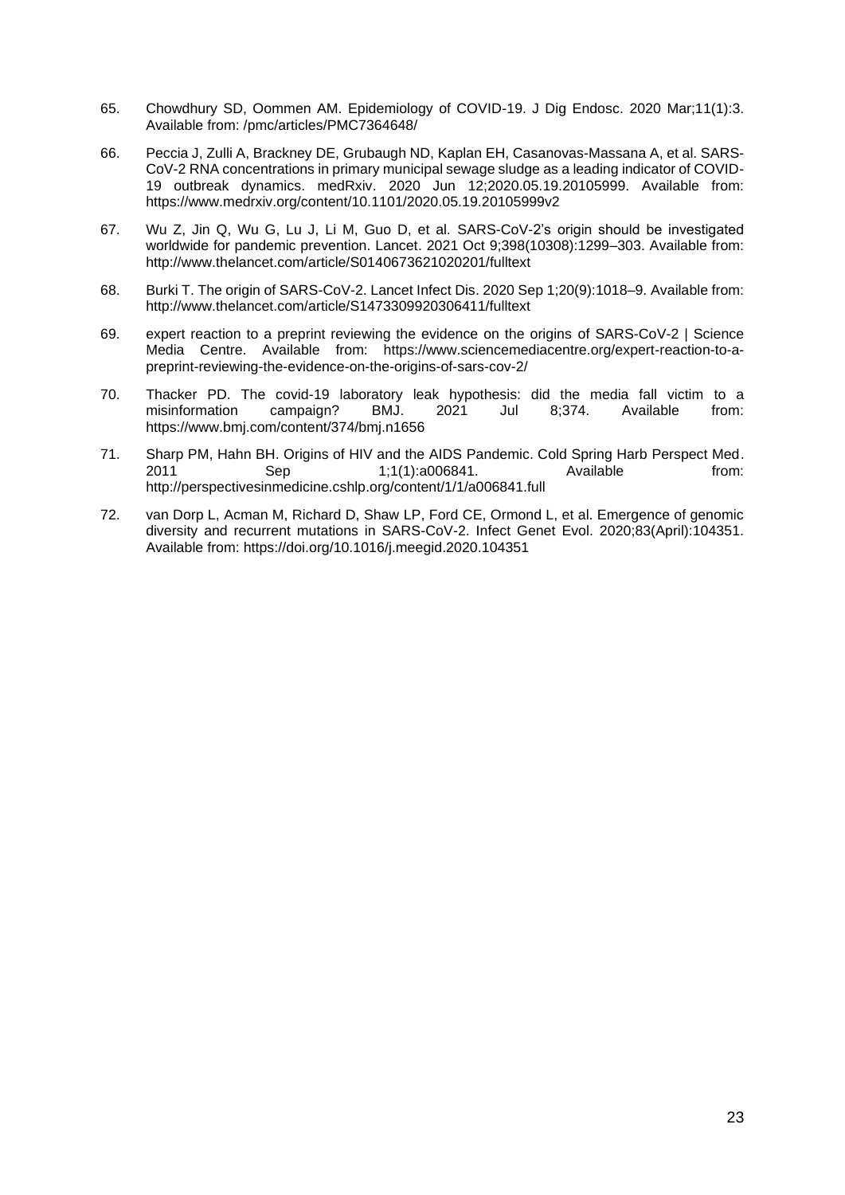65. Chowdhury SD, Oommen AM. Epidemiology of COVID-19. J Dig Endosc. 2020 Mar;11(1):3. Available from: /pmc/articles/PMC7364648/

66. Peccia J, Zulli A, Brackney DE, Grubaugh ND, Kaplan EH, Casanovas-Massana A, et al. SARS-CoV-2 RNA concentrations in primary municipal sewage sludge as a leading indicator of COVID-19 outbreak dynamics. medRxiv. 2020 Jun 12;2020.05.19.20105999. Available from: https://www.medrxiv.org/content/10.1101/2020.05.19.20105999v2

67. Wu Z, Jin Q, Wu G, Lu J, Li M, Guo D, et al. SARS-CoV-2's origin should be investigated worldwide for pandemic prevention. Lancet. 2021 Oct 9;398(10308):1299–303. Available from: http://www.thelancet.com/article/S0140673621020201/fulltext

68. Burki T. The origin of SARS-CoV-2. Lancet Infect Dis. 2020 Sep 1;20(9):1018–9. Available from: http://www.thelancet.com/article/S1473309920306411/fulltext

69. expert reaction to a preprint reviewing the evidence on the origins of SARS-CoV-2 | Science Media Centre. Available from: https://www.sciencemediacentre.org/expert-reaction-to-a-preprint-reviewing-the-evidence-on-the-origins-of-sars-cov-2/

70. Thacker PD. The covid-19 laboratory leak hypothesis: did the media fall victim to a misinformation campaign? BMJ. 2021 Jul 8;374. Available from: https://www.bmj.com/content/374/bmj.n1656

71. Sharp PM, Hahn BH. Origins of HIV and the AIDS Pandemic. Cold Spring Harb Perspect Med. 2011 Sep 1;1(1):a006841. Available from: http://perspectivesinmedicine.cshlp.org/content/1/1/a006841.full

72. van Dorp L, Acman M, Richard D, Shaw LP, Ford CE, Ormond L, et al. Emergence of genomic diversity and recurrent mutations in SARS-CoV-2. Infect Genet Evol. 2020;83(April):104351. Available from: https://doi.org/10.1016/j.meegid.2020.104351